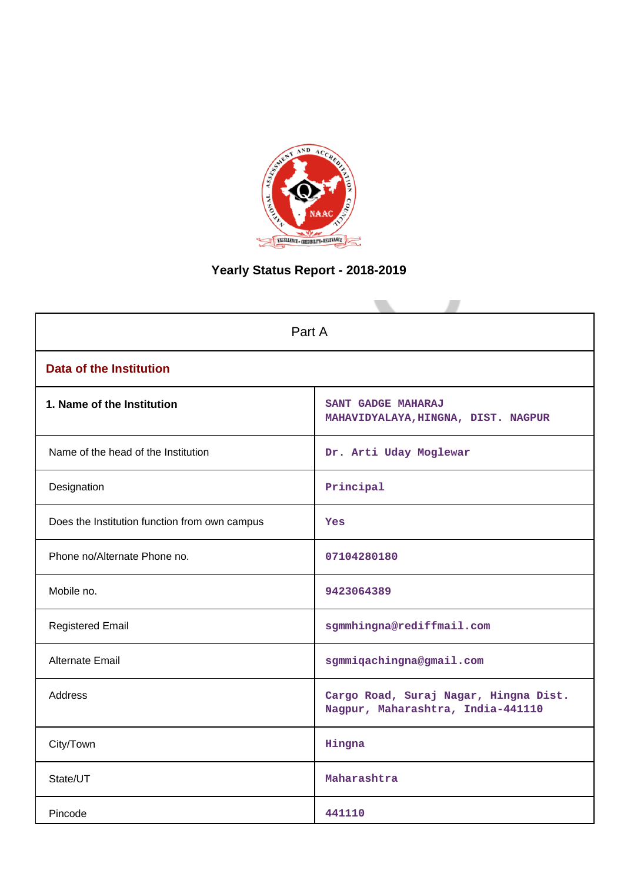# Yearly Status Report - 2018-2019

| Part A | |
|---|---|
| **Data of the Institution** | |
| **1. Name of the Institution** | SANT GADGE MAHARAJ MAHAVIDYALAYA,HINGNA, DIST. NAGPUR |
| Name of the head of the Institution | Dr. Arti Uday Moglewar |
| Designation | Principal |
| Does the Institution function from own campus | Yes |
| Phone no/Alternate Phone no. | 07104280180 |
| Mobile no. | 9423064389 |
| Registered Email | sgmmhingna@rediffmail.com |
| Alternate Email | sgmmiqachingna@gmail.com |
| Address | Cargo Road, Suraj Nagar, Hingna Dist. Nagpur, Maharashtra, India-441110 |
| City/Town | Hingna |
| State/UT | Maharashtra |
| Pincode | 441110 |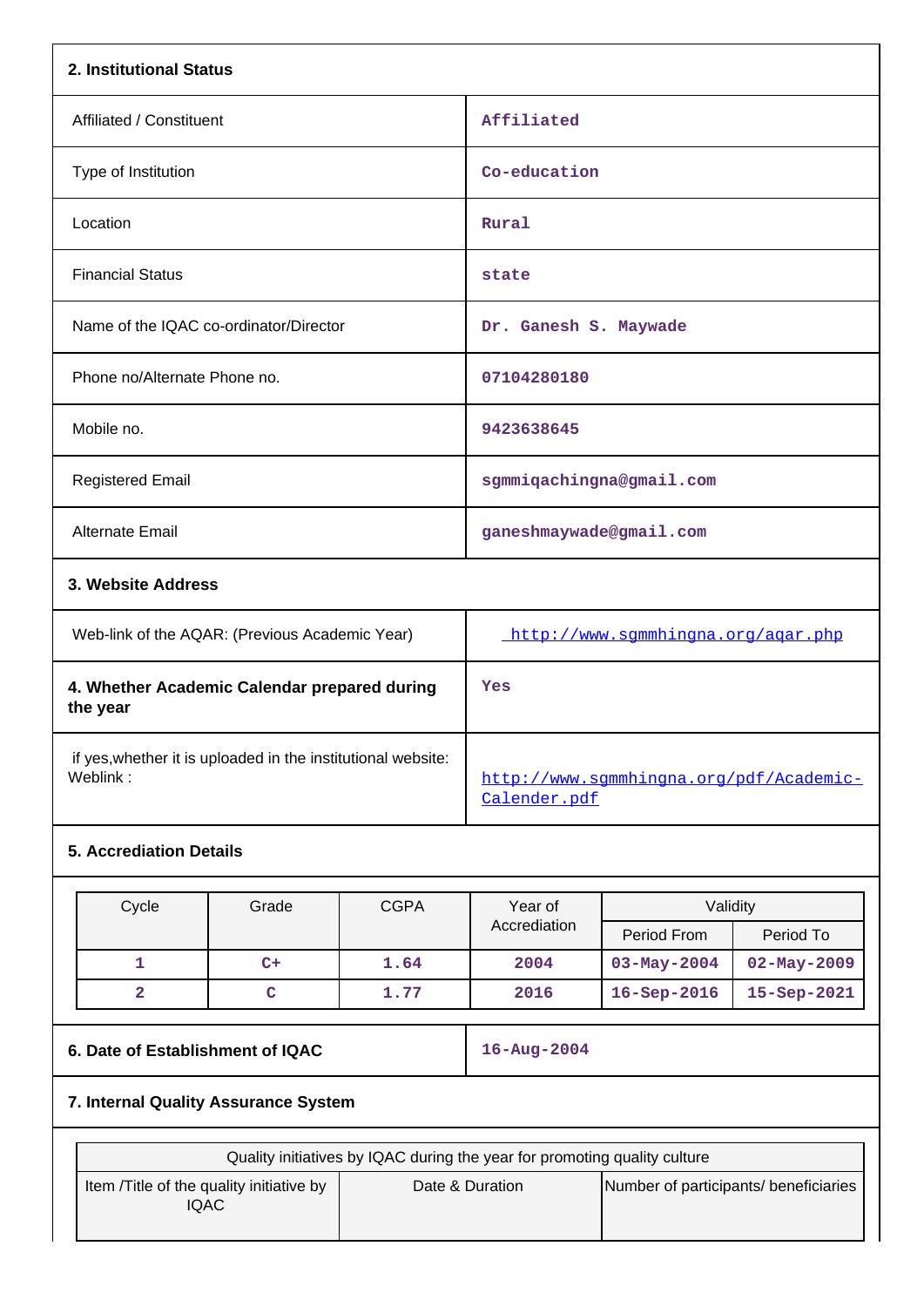## 2. Institutional Status

| | |
|---|---|
| Affiliated / Constituent | Affiliated |
| Type of Institution | Co-education |
| Location | Rural |
| Financial Status | state |
| Name of the IQAC co-ordinator/Director | Dr. Ganesh S. Maywade |
| Phone no/Alternate Phone no. | 07104280180 |
| Mobile no. | 9423638645 |
| Registered Email | sgmmiqachingna@gmail.com |
| Alternate Email | ganeshmaywade@gmail.com |

## 3. Website Address

| | |
|---|---|
| Web-link of the AQAR: (Previous Academic Year) | http://www.sgmmhingna.org/aqar.php |
| **4. Whether Academic Calendar prepared during the year** | Yes |
| if yes,whether it is uploaded in the institutional website: Weblink : | http://www.sgmmhingna.org/pdf/Academic-Calender.pdf |

## 5. Accrediation Details

| Cycle | Grade | CGPA | Year of Accrediation | Validity | |
|---|---|---|---|---|---|
| | | | | Period From | Period To |
| 1 | C+ | 1.64 | 2004 | 03-May-2004 | 02-May-2009 |
| 2 | C | 1.77 | 2016 | 16-Sep-2016 | 15-Sep-2021 |

| | |
|---|---|
| **6. Date of Establishment of IQAC** | 16-Aug-2004 |

## 7. Internal Quality Assurance System

| Quality initiatives by IQAC during the year for promoting quality culture | | |
|---|---|---|
| Item /Title of the quality initiative by IQAC | Date & Duration | Number of participants/ beneficiaries |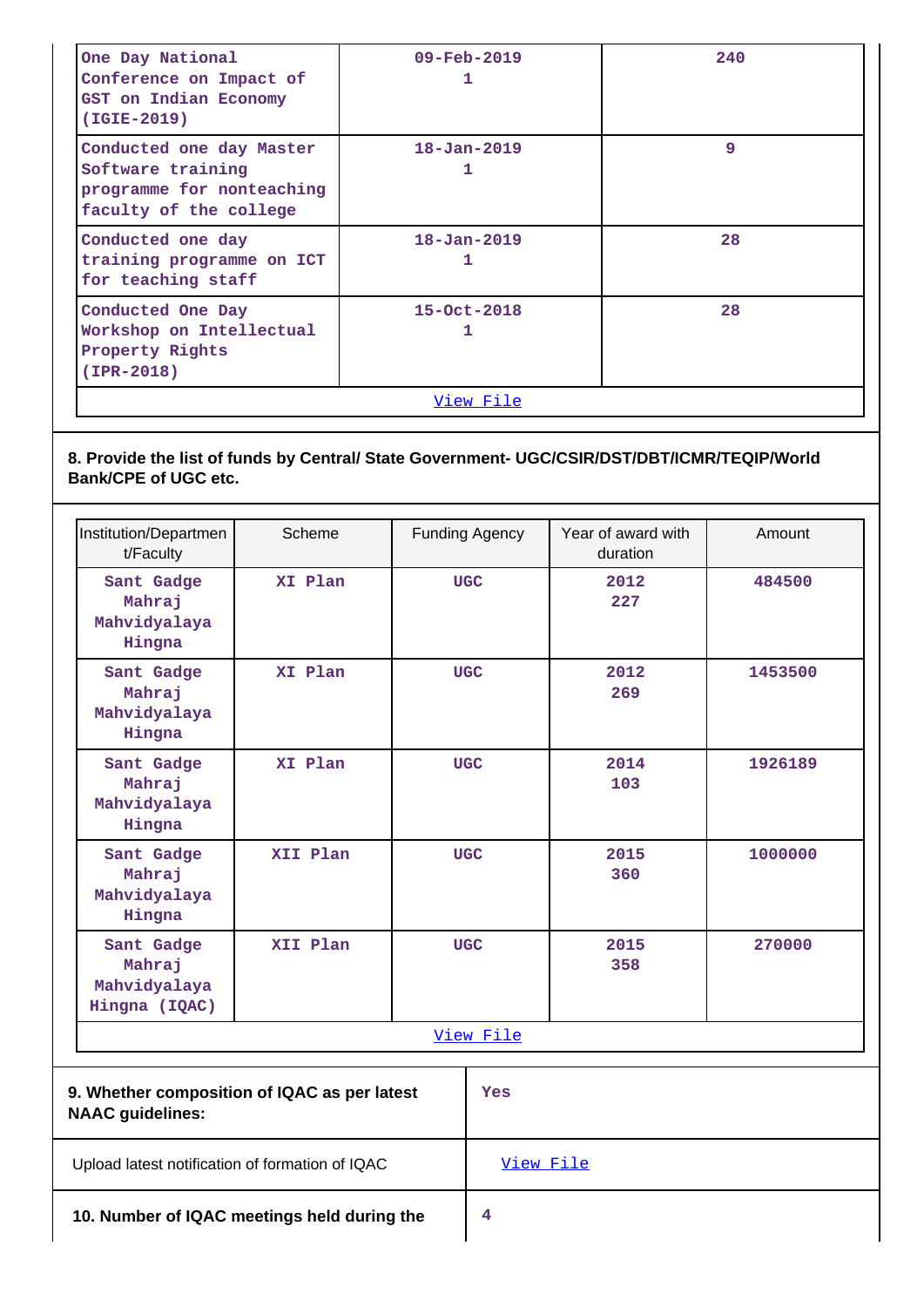| | | |
|---|---|---|
| One Day National Conference on Impact of GST on Indian Economy (IGIE-2019) | 09-Feb-2019<br>1 | 240 |
| Conducted one day Master Software training programme for nonteaching faculty of the college | 18-Jan-2019<br>1 | 9 |
| Conducted one day training programme on ICT for teaching staff | 18-Jan-2019<br>1 | 28 |
| Conducted One Day Workshop on Intellectual Property Rights (IPR-2018) | 15-Oct-2018<br>1 | 28 |
| [View File](#) | | |

**8. Provide the list of funds by Central/ State Government- UGC/CSIR/DST/DBT/ICMR/TEQIP/World Bank/CPE of UGC etc.**

| Institution/Department/Faculty | Scheme | Funding Agency | Year of award with duration | Amount |
|---|---|---|---|---|
| Sant Gadge Mahraj Mahvidyalaya Hingna | XI Plan | UGC | 2012<br>227 | 484500 |
| Sant Gadge Mahraj Mahvidyalaya Hingna | XI Plan | UGC | 2012<br>269 | 1453500 |
| Sant Gadge Mahraj Mahvidyalaya Hingna | XI Plan | UGC | 2014<br>103 | 1926189 |
| Sant Gadge Mahraj Mahvidyalaya Hingna | XII Plan | UGC | 2015<br>360 | 1000000 |
| Sant Gadge Mahraj Mahvidyalaya Hingna (IQAC) | XII Plan | UGC | 2015<br>358 | 270000 |
| [View File](#) | | | | |

| | |
|---|---|
| **9. Whether composition of IQAC as per latest NAAC guidelines:** | Yes |
| Upload latest notification of formation of IQAC | [View File](#) |
| **10. Number of IQAC meetings held during the** | 4 |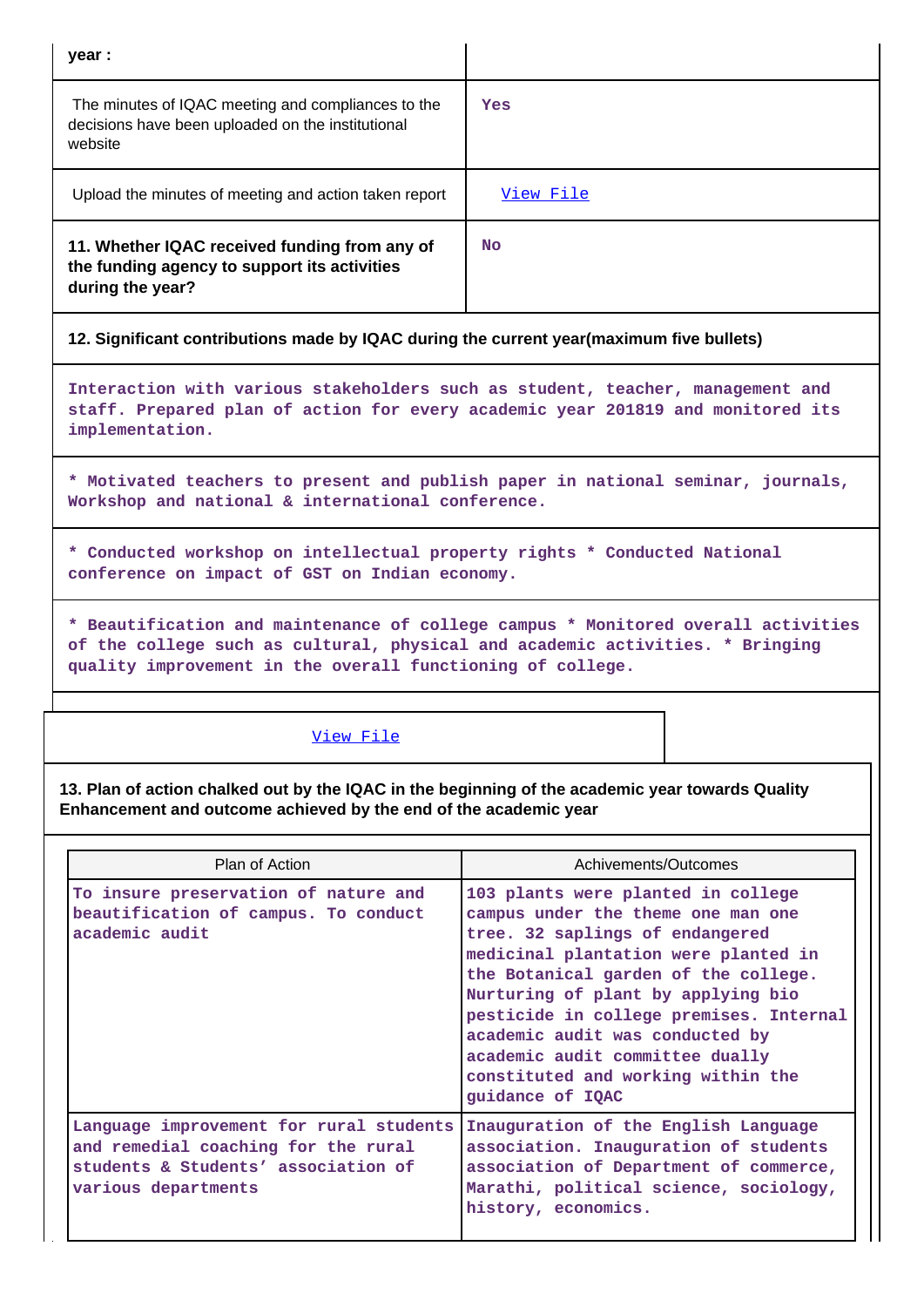| year : | |
|---|---|
| The minutes of IQAC meeting and compliances to the decisions have been uploaded on the institutional website | Yes |
| Upload the minutes of meeting and action taken report | View File |
| **11. Whether IQAC received funding from any of the funding agency to support its activities during the year?** | No |

**12. Significant contributions made by IQAC during the current year(maximum five bullets)**

Interaction with various stakeholders such as student, teacher, management and staff. Prepared plan of action for every academic year 201819 and monitored its implementation.

* Motivated teachers to present and publish paper in national seminar, journals, Workshop and national & international conference.

* Conducted workshop on intellectual property rights * Conducted National conference on impact of GST on Indian economy.

* Beautification and maintenance of college campus * Monitored overall activities of the college such as cultural, physical and academic activities. * Bringing quality improvement in the overall functioning of college.

View File

**13. Plan of action chalked out by the IQAC in the beginning of the academic year towards Quality Enhancement and outcome achieved by the end of the academic year**

| Plan of Action | Achivements/Outcomes |
|---|---|
| To insure preservation of nature and beautification of campus. To conduct academic audit | 103 plants were planted in college campus under the theme one man one tree. 32 saplings of endangered medicinal plantation were planted in the Botanical garden of the college. Nurturing of plant by applying bio pesticide in college premises. Internal academic audit was conducted by academic audit committee dually constituted and working within the guidance of IQAC |
| Language improvement for rural students and remedial coaching for the rural students & Students' association of various departments | Inauguration of the English Language association. Inauguration of students association of Department of commerce, Marathi, political science, sociology, history, economics. |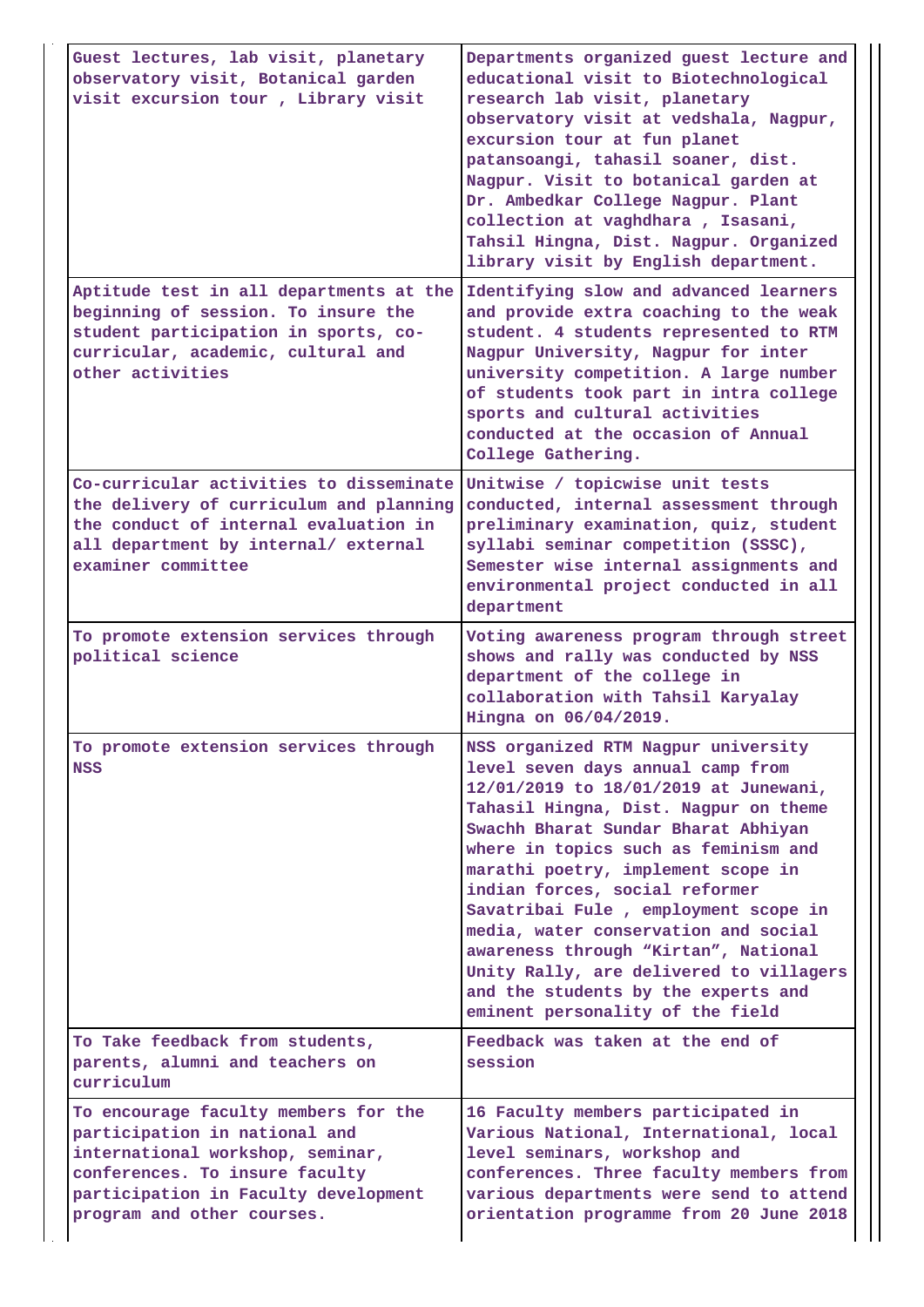| | |
|---|---|
| Guest lectures, lab visit, planetary observatory visit, Botanical garden visit excursion tour , Library visit | Departments organized guest lecture and educational visit to Biotechnological research lab visit, planetary observatory visit at vedshala, Nagpur, excursion tour at fun planet patansoangi, tahasil soaner, dist. Nagpur. Visit to botanical garden at Dr. Ambedkar College Nagpur. Plant collection at vaghdhara , Isasani, Tahsil Hingna, Dist. Nagpur. Organized library visit by English department. |
| Aptitude test in all departments at the beginning of session. To insure the student participation in sports, co-curricular, academic, cultural and other activities | Identifying slow and advanced learners and provide extra coaching to the weak student. 4 students represented to RTM Nagpur University, Nagpur for inter university competition. A large number of students took part in intra college sports and cultural activities conducted at the occasion of Annual College Gathering. |
| Co-curricular activities to disseminate the delivery of curriculum and planning the conduct of internal evaluation in all department by internal/ external examiner committee | Unitwise / topicwise unit tests conducted, internal assessment through preliminary examination, quiz, student syllabi seminar competition (SSSC), Semester wise internal assignments and environmental project conducted in all department |
| To promote extension services through political science | Voting awareness program through street shows and rally was conducted by NSS department of the college in collaboration with Tahsil Karyalay Hingna on 06/04/2019. |
| To promote extension services through NSS | NSS organized RTM Nagpur university level seven days annual camp from 12/01/2019 to 18/01/2019 at Junewani, Tahasil Hingna, Dist. Nagpur on theme Swachh Bharat Sundar Bharat Abhiyan where in topics such as feminism and marathi poetry, implement scope in indian forces, social reformer Savatribai Fule , employment scope in media, water conservation and social awareness through “Kirtan”, National Unity Rally, are delivered to villagers and the students by the experts and eminent personality of the field |
| To Take feedback from students, parents, alumni and teachers on curriculum | Feedback was taken at the end of session |
| To encourage faculty members for the participation in national and international workshop, seminar, conferences. To insure faculty participation in Faculty development program and other courses. | 16 Faculty members participated in Various National, International, local level seminars, workshop and conferences. Three faculty members from various departments were send to attend orientation programme from 20 June 2018 |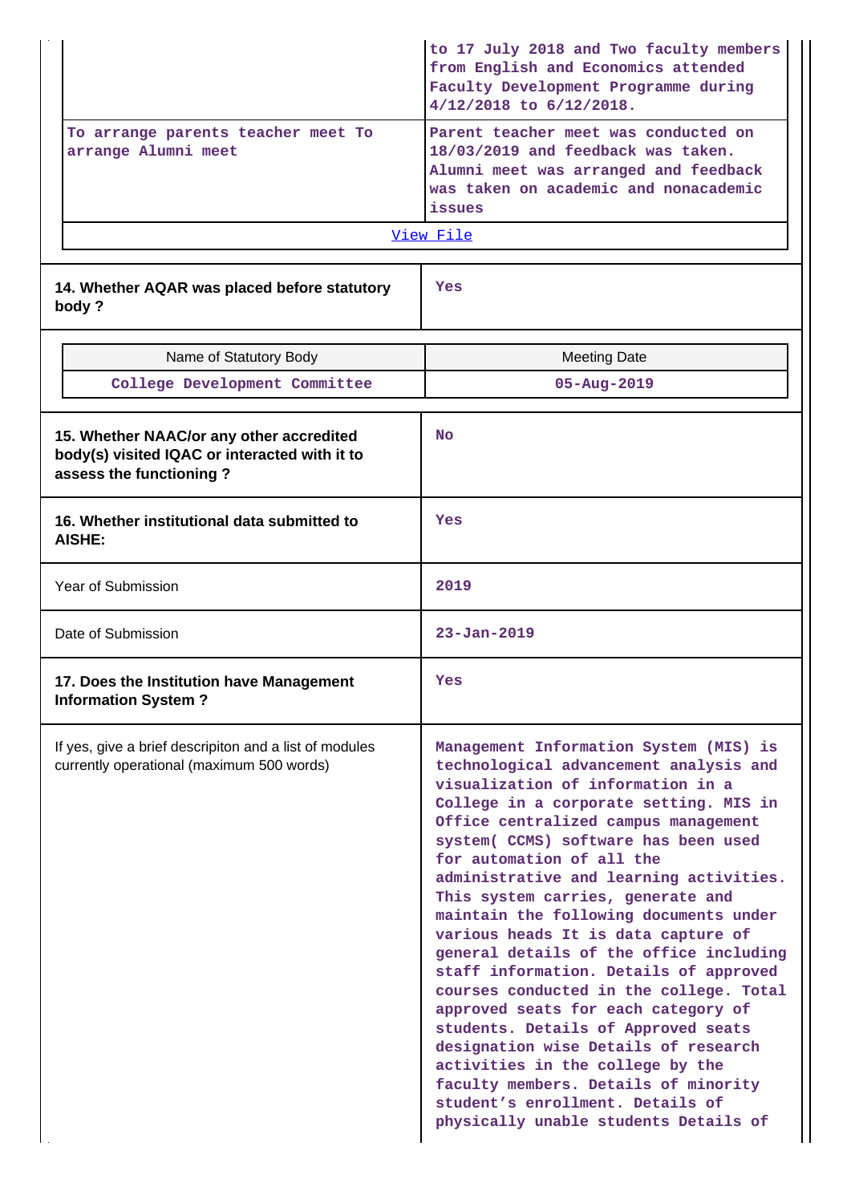| | |
|---|---|
| | to 17 July 2018 and Two faculty members from English and Economics attended Faculty Development Programme during 4/12/2018 to 6/12/2018. |
| To arrange parents teacher meet To arrange Alumni meet | Parent teacher meet was conducted on 18/03/2019 and feedback was taken. Alumni meet was arranged and feedback was taken on academic and nonacademic issues |

View File

| | |
|---|---|
| **14. Whether AQAR was placed before statutory body ?** | Yes |

| Name of Statutory Body | Meeting Date |
|---|---|
| College Development Committee | 05-Aug-2019 |

| | |
|---|---|
| **15. Whether NAAC/or any other accredited body(s) visited IQAC or interacted with it to assess the functioning ?** | No |
| **16. Whether institutional data submitted to AISHE:** | Yes |
| Year of Submission | 2019 |
| Date of Submission | 23-Jan-2019 |
| **17. Does the Institution have Management Information System ?** | Yes |
| If yes, give a brief descripiton and a list of modules currently operational (maximum 500 words) | Management Information System (MIS) is technological advancement analysis and visualization of information in a College in a corporate setting. MIS in Office centralized campus management system( CCMS) software has been used for automation of all the administrative and learning activities. This system carries, generate and maintain the following documents under various heads It is data capture of general details of the office including staff information. Details of approved courses conducted in the college. Total approved seats for each category of students. Details of Approved seats designation wise Details of research activities in the college by the faculty members. Details of minority student's enrollment. Details of physically unable students Details of |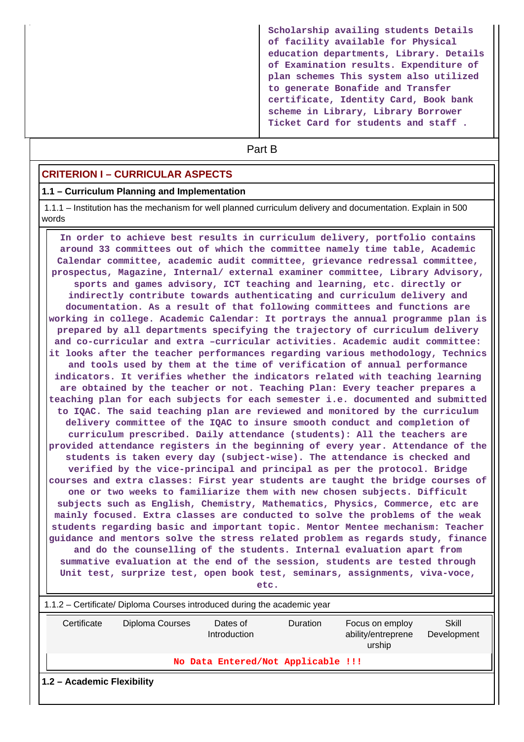| | Scholarship availing students Details of facility available for Physical education departments, Library. Details of Examination results. Expenditure of plan schemes This system also utilized to generate Bonafide and Transfer certificate, Identity Card, Book bank scheme in Library, Library Borrower Ticket Card for students and staff . |
|---|---|

## Part B

### CRITERION I – CURRICULAR ASPECTS

**1.1 – Curriculum Planning and Implementation**

1.1.1 – Institution has the mechanism for well planned curriculum delivery and documentation. Explain in 500 words

In order to achieve best results in curriculum delivery, portfolio contains around 33 committees out of which the committee namely time table, Academic Calendar committee, academic audit committee, grievance redressal committee, prospectus, Magazine, Internal/ external examiner committee, Library Advisory, sports and games advisory, ICT teaching and learning, etc. directly or indirectly contribute towards authenticating and curriculum delivery and documentation. As a result of that following committees and functions are working in college. Academic Calendar: It portrays the annual programme plan is prepared by all departments specifying the trajectory of curriculum delivery and co-curricular and extra –curricular activities. Academic audit committee: it looks after the teacher performances regarding various methodology, Technics and tools used by them at the time of verification of annual performance indicators. It verifies whether the indicators related with teaching learning are obtained by the teacher or not. Teaching Plan: Every teacher prepares a teaching plan for each subjects for each semester i.e. documented and submitted to IQAC. The said teaching plan are reviewed and monitored by the curriculum delivery committee of the IQAC to insure smooth conduct and completion of curriculum prescribed. Daily attendance (students): All the teachers are provided attendance registers in the beginning of every year. Attendance of the students is taken every day (subject-wise). The attendance is checked and verified by the vice-principal and principal as per the protocol. Bridge courses and extra classes: First year students are taught the bridge courses of one or two weeks to familiarize them with new chosen subjects. Difficult subjects such as English, Chemistry, Mathematics, Physics, Commerce, etc are mainly focused. Extra classes are conducted to solve the problems of the weak students regarding basic and important topic. Mentor Mentee mechanism: Teacher guidance and mentors solve the stress related problem as regards study, finance and do the counselling of the students. Internal evaluation apart from summative evaluation at the end of the session, students are tested through Unit test, surprize test, open book test, seminars, assignments, viva-voce, etc.

1.1.2 – Certificate/ Diploma Courses introduced during the academic year

| Certificate | Diploma Courses | Dates of Introduction | Duration | Focus on employ ability/entreprene urship | Skill Development |
|---|---|---|---|---|---|
| No Data Entered/Not Applicable !!! | | | | | |

**1.2 – Academic Flexibility**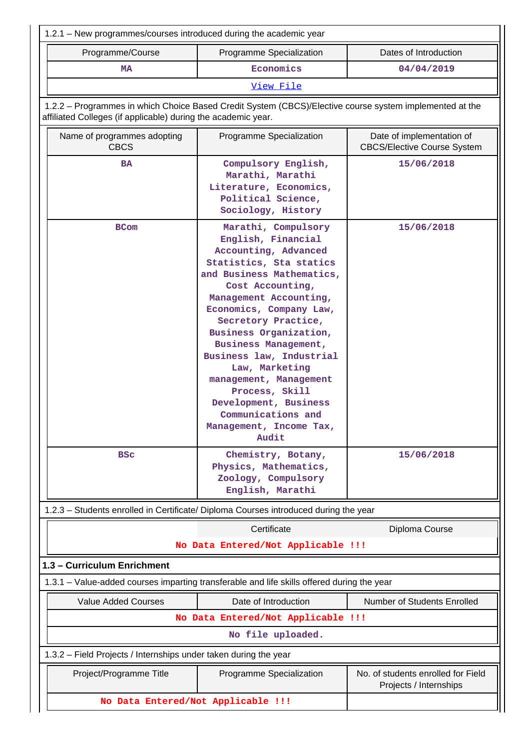1.2.1 – New programmes/courses introduced during the academic year

| Programme/Course | Programme Specialization | Dates of Introduction |
|---|---|---|
| MA | Economics | 04/04/2019 |
| View File | | |

1.2.2 – Programmes in which Choice Based Credit System (CBCS)/Elective course system implemented at the affiliated Colleges (if applicable) during the academic year.

| Name of programmes adopting CBCS | Programme Specialization | Date of implementation of CBCS/Elective Course System |
|---|---|---|
| BA | Compulsory English, Marathi, Marathi Literature, Economics, Political Science, Sociology, History | 15/06/2018 |
| BCom | Marathi, Compulsory English, Financial Accounting, Advanced Statistics, Sta statics and Business Mathematics, Cost Accounting, Management Accounting, Economics, Company Law, Secretory Practice, Business Organization, Business Management, Business law, Industrial Law, Marketing management, Management Process, Skill Development, Business Communications and Management, Income Tax, Audit | 15/06/2018 |
| BSc | Chemistry, Botany, Physics, Mathematics, Zoology, Compulsory English, Marathi | 15/06/2018 |

1.2.3 – Students enrolled in Certificate/ Diploma Courses introduced during the year

| | Certificate | Diploma Course |
|---|---|---|
| No Data Entered/Not Applicable !!! | | |

**1.3 – Curriculum Enrichment**

1.3.1 – Value-added courses imparting transferable and life skills offered during the year

| Value Added Courses | Date of Introduction | Number of Students Enrolled |
|---|---|---|
| No Data Entered/Not Applicable !!! | | |
| No file uploaded. | | |

1.3.2 – Field Projects / Internships under taken during the year

| Project/Programme Title | Programme Specialization | No. of students enrolled for Field Projects / Internships |
|---|---|---|
| No Data Entered/Not Applicable !!! | | |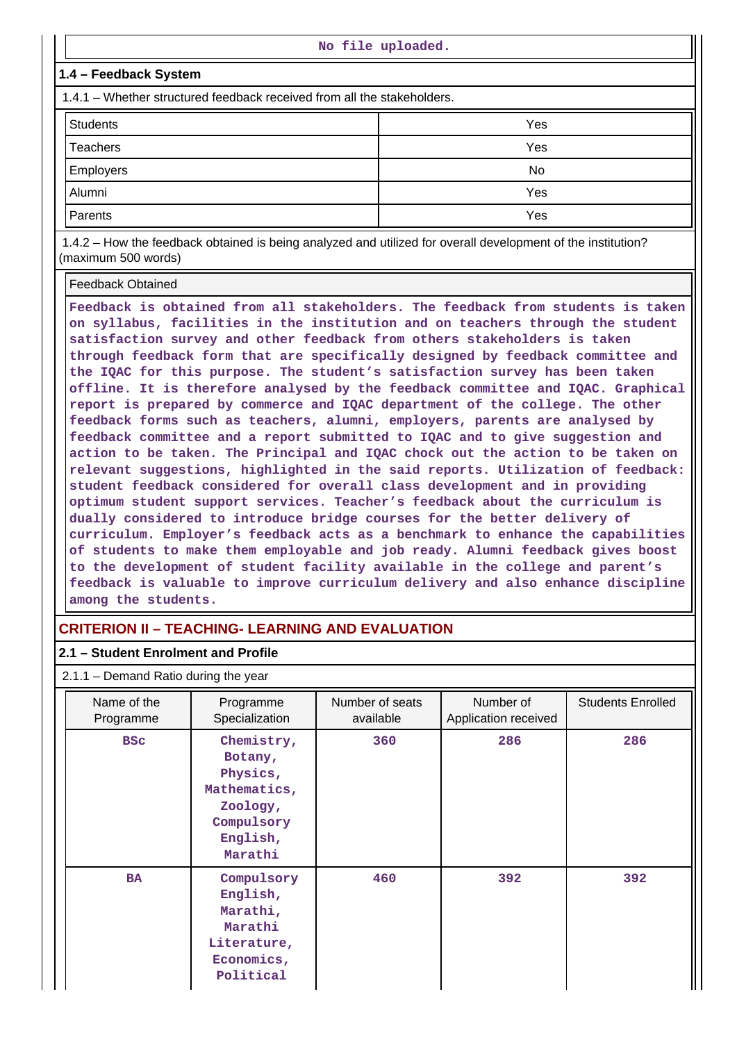No file uploaded.

### 1.4 – Feedback System

1.4.1 – Whether structured feedback received from all the stakeholders.

| | |
|---|---|
| Students | Yes |
| Teachers | Yes |
| Employers | No |
| Alumni | Yes |
| Parents | Yes |

1.4.2 – How the feedback obtained is being analyzed and utilized for overall development of the institution? (maximum 500 words)

Feedback Obtained

**Feedback is obtained from all stakeholders. The feedback from students is taken on syllabus, facilities in the institution and on teachers through the student satisfaction survey and other feedback from others stakeholders is taken through feedback form that are specifically designed by feedback committee and the IQAC for this purpose. The student's satisfaction survey has been taken offline. It is therefore analysed by the feedback committee and IQAC. Graphical report is prepared by commerce and IQAC department of the college. The other feedback forms such as teachers, alumni, employers, parents are analysed by feedback committee and a report submitted to IQAC and to give suggestion and action to be taken. The Principal and IQAC chock out the action to be taken on relevant suggestions, highlighted in the said reports. Utilization of feedback: student feedback considered for overall class development and in providing optimum student support services. Teacher's feedback about the curriculum is dually considered to introduce bridge courses for the better delivery of curriculum. Employer's feedback acts as a benchmark to enhance the capabilities of students to make them employable and job ready. Alumni feedback gives boost to the development of student facility available in the college and parent's feedback is valuable to improve curriculum delivery and also enhance discipline among the students.**

## CRITERION II – TEACHING- LEARNING AND EVALUATION

### 2.1 – Student Enrolment and Profile

2.1.1 – Demand Ratio during the year

| Name of the Programme | Programme Specialization | Number of seats available | Number of Application received | Students Enrolled |
|---|---|---|---|---|
| BSc | Chemistry, Botany, Physics, Mathematics, Zoology, Compulsory English, Marathi | 360 | 286 | 286 |
| BA | Compulsory English, Marathi, Marathi Literature, Economics, Political | 460 | 392 | 392 |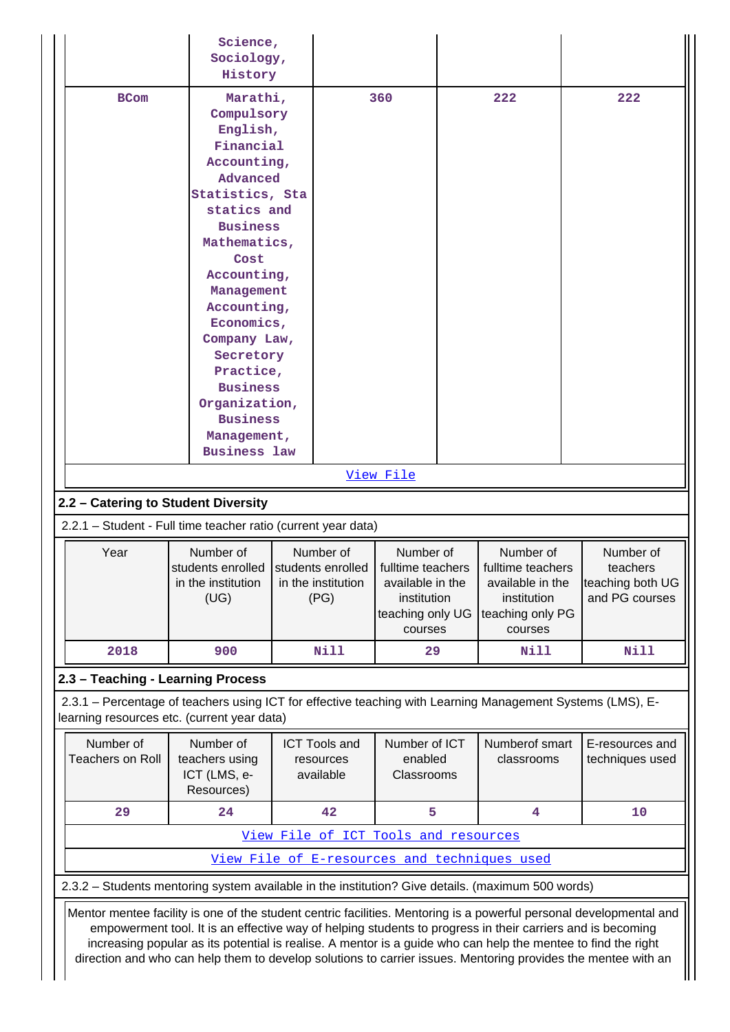|  | Science, Sociology, History |  |  |  |
|---|---|---|---|---|
| BCom | Marathi, Compulsory English, Financial Accounting, Advanced Statistics, Sta statics and Business Mathematics, Cost Accounting, Management Accounting, Economics, Company Law, Secretory Practice, Business Organization, Business Management, Business law | 360 | 222 | 222 |

View File

## 2.2 – Catering to Student Diversity

2.2.1 – Student - Full time teacher ratio (current year data)

| Year | Number of students enrolled in the institution (UG) | Number of students enrolled in the institution (PG) | Number of fulltime teachers available in the institution teaching only UG courses | Number of fulltime teachers available in the institution teaching only PG courses | Number of teachers teaching both UG and PG courses |
|---|---|---|---|---|---|
| 2018 | 900 | Nill | 29 | Nill | Nill |

## 2.3 – Teaching - Learning Process

2.3.1 – Percentage of teachers using ICT for effective teaching with Learning Management Systems (LMS), E-learning resources etc. (current year data)

| Number of Teachers on Roll | Number of teachers using ICT (LMS, e-Resources) | ICT Tools and resources available | Number of ICT enabled Classrooms | Numberof smart classrooms | E-resources and techniques used |
|---|---|---|---|---|---|
| 29 | 24 | 42 | 5 | 4 | 10 |

View File of ICT Tools and resources

View File of E-resources and techniques used

2.3.2 – Students mentoring system available in the institution? Give details. (maximum 500 words)

Mentor mentee facility is one of the student centric facilities. Mentoring is a powerful personal developmental and empowerment tool. It is an effective way of helping students to progress in their carriers and is becoming increasing popular as its potential is realise. A mentor is a guide who can help the mentee to find the right direction and who can help them to develop solutions to carrier issues. Mentoring provides the mentee with an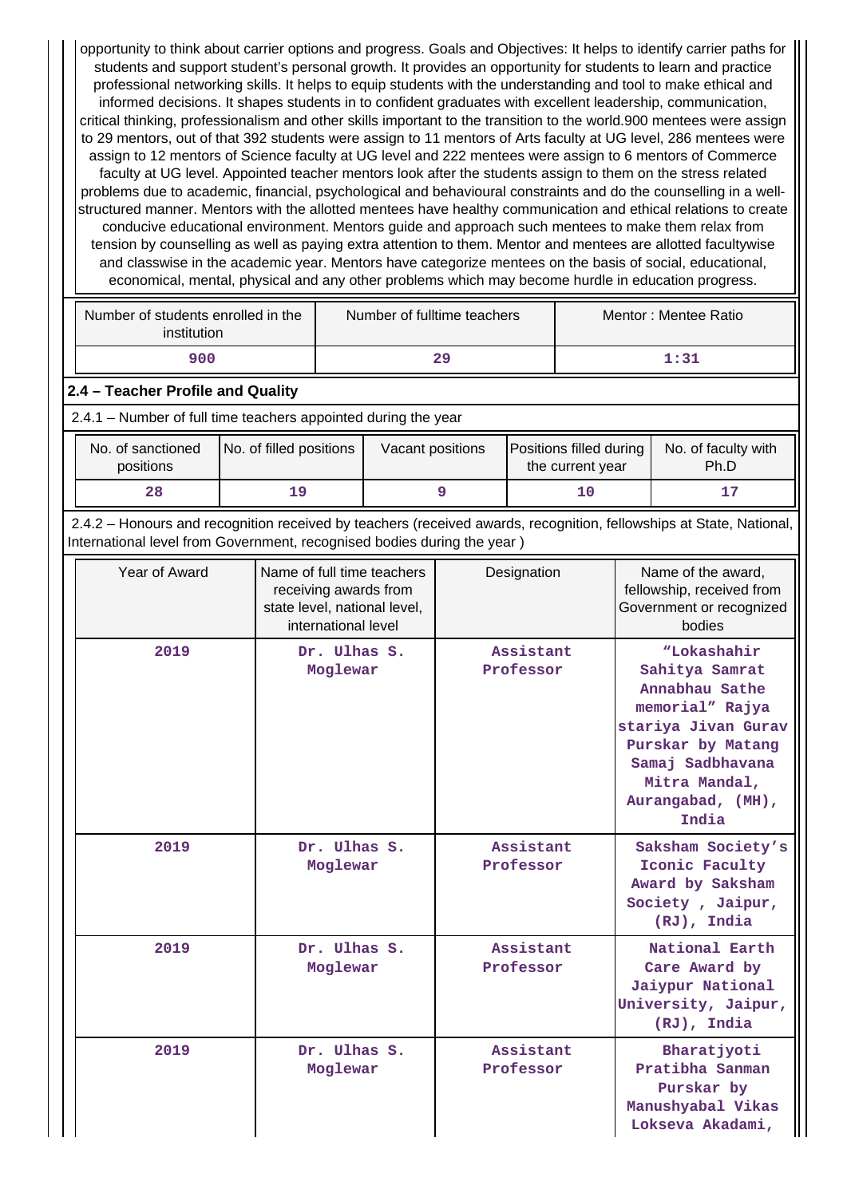opportunity to think about carrier options and progress. Goals and Objectives: It helps to identify carrier paths for students and support student's personal growth. It provides an opportunity for students to learn and practice professional networking skills. It helps to equip students with the understanding and tool to make ethical and informed decisions. It shapes students in to confident graduates with excellent leadership, communication, critical thinking, professionalism and other skills important to the transition to the world.900 mentees were assign to 29 mentors, out of that 392 students were assign to 11 mentors of Arts faculty at UG level, 286 mentees were assign to 12 mentors of Science faculty at UG level and 222 mentees were assign to 6 mentors of Commerce faculty at UG level. Appointed teacher mentors look after the students assign to them on the stress related problems due to academic, financial, psychological and behavioural constraints and do the counselling in a well-structured manner. Mentors with the allotted mentees have healthy communication and ethical relations to create conducive educational environment. Mentors guide and approach such mentees to make them relax from tension by counselling as well as paying extra attention to them. Mentor and mentees are allotted facultywise and classwise in the academic year. Mentors have categorize mentees on the basis of social, educational, economical, mental, physical and any other problems which may become hurdle in education progress.

| Number of students enrolled in the institution | Number of fulltime teachers | Mentor : Mentee Ratio |
|---|---|---|
| 900 | 29 | 1:31 |

## 2.4 – Teacher Profile and Quality

2.4.1 – Number of full time teachers appointed during the year

| No. of sanctioned positions | No. of filled positions | Vacant positions | Positions filled during the current year | No. of faculty with Ph.D |
|---|---|---|---|---|
| 28 | 19 | 9 | 10 | 17 |

2.4.2 – Honours and recognition received by teachers (received awards, recognition, fellowships at State, National, International level from Government, recognised bodies during the year )

| Year of Award | Name of full time teachers receiving awards from state level, national level, international level | Designation | Name of the award, fellowship, received from Government or recognized bodies |
|---|---|---|---|
| 2019 | Dr. Ulhas S. Moglewar | Assistant Professor | "Lokashahir Sahitya Samrat Annabhau Sathe memorial" Rajya stariya Jivan Gurav Purskar by Matang Samaj Sadbhavana Mitra Mandal, Aurangabad, (MH), India |
| 2019 | Dr. Ulhas S. Moglewar | Assistant Professor | Saksham Society's Iconic Faculty Award by Saksham Society , Jaipur, (RJ), India |
| 2019 | Dr. Ulhas S. Moglewar | Assistant Professor | National Earth Care Award by Jaiypur National University, Jaipur, (RJ), India |
| 2019 | Dr. Ulhas S. Moglewar | Assistant Professor | Bharatjyoti Pratibha Sanman Purskar by Manushyabal Vikas Lokseva Akadami, |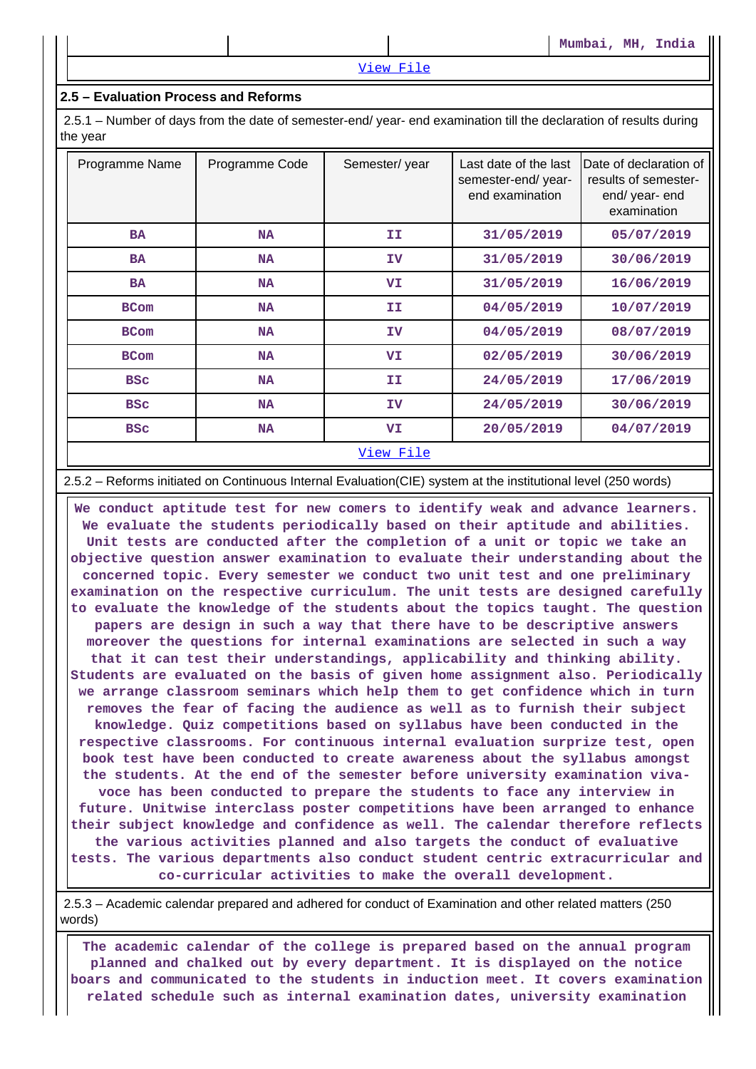| | | | Mumbai, MH, India |
|---|---|---|---|

View File

## 2.5 – Evaluation Process and Reforms

2.5.1 – Number of days from the date of semester-end/ year- end examination till the declaration of results during the year

| Programme Name | Programme Code | Semester/ year | Last date of the last semester-end/ year- end examination | Date of declaration of results of semester- end/ year- end examination |
|---|---|---|---|---|
| BA | NA | II | 31/05/2019 | 05/07/2019 |
| BA | NA | IV | 31/05/2019 | 30/06/2019 |
| BA | NA | VI | 31/05/2019 | 16/06/2019 |
| BCom | NA | II | 04/05/2019 | 10/07/2019 |
| BCom | NA | IV | 04/05/2019 | 08/07/2019 |
| BCom | NA | VI | 02/05/2019 | 30/06/2019 |
| BSc | NA | II | 24/05/2019 | 17/06/2019 |
| BSc | NA | IV | 24/05/2019 | 30/06/2019 |
| BSc | NA | VI | 20/05/2019 | 04/07/2019 |

View File

2.5.2 – Reforms initiated on Continuous Internal Evaluation(CIE) system at the institutional level (250 words)

We conduct aptitude test for new comers to identify weak and advance learners. We evaluate the students periodically based on their aptitude and abilities. Unit tests are conducted after the completion of a unit or topic we take an objective question answer examination to evaluate their understanding about the concerned topic. Every semester we conduct two unit test and one preliminary examination on the respective curriculum. The unit tests are designed carefully to evaluate the knowledge of the students about the topics taught. The question papers are design in such a way that there have to be descriptive answers moreover the questions for internal examinations are selected in such a way that it can test their understandings, applicability and thinking ability. Students are evaluated on the basis of given home assignment also. Periodically we arrange classroom seminars which help them to get confidence which in turn removes the fear of facing the audience as well as to furnish their subject knowledge. Quiz competitions based on syllabus have been conducted in the respective classrooms. For continuous internal evaluation surprize test, open book test have been conducted to create awareness about the syllabus amongst the students. At the end of the semester before university examination viva-voce has been conducted to prepare the students to face any interview in future. Unitwise interclass poster competitions have been arranged to enhance their subject knowledge and confidence as well. The calendar therefore reflects the various activities planned and also targets the conduct of evaluative tests. The various departments also conduct student centric extracurricular and co-curricular activities to make the overall development.

2.5.3 – Academic calendar prepared and adhered for conduct of Examination and other related matters (250 words)

The academic calendar of the college is prepared based on the annual program planned and chalked out by every department. It is displayed on the notice boars and communicated to the students in induction meet. It covers examination related schedule such as internal examination dates, university examination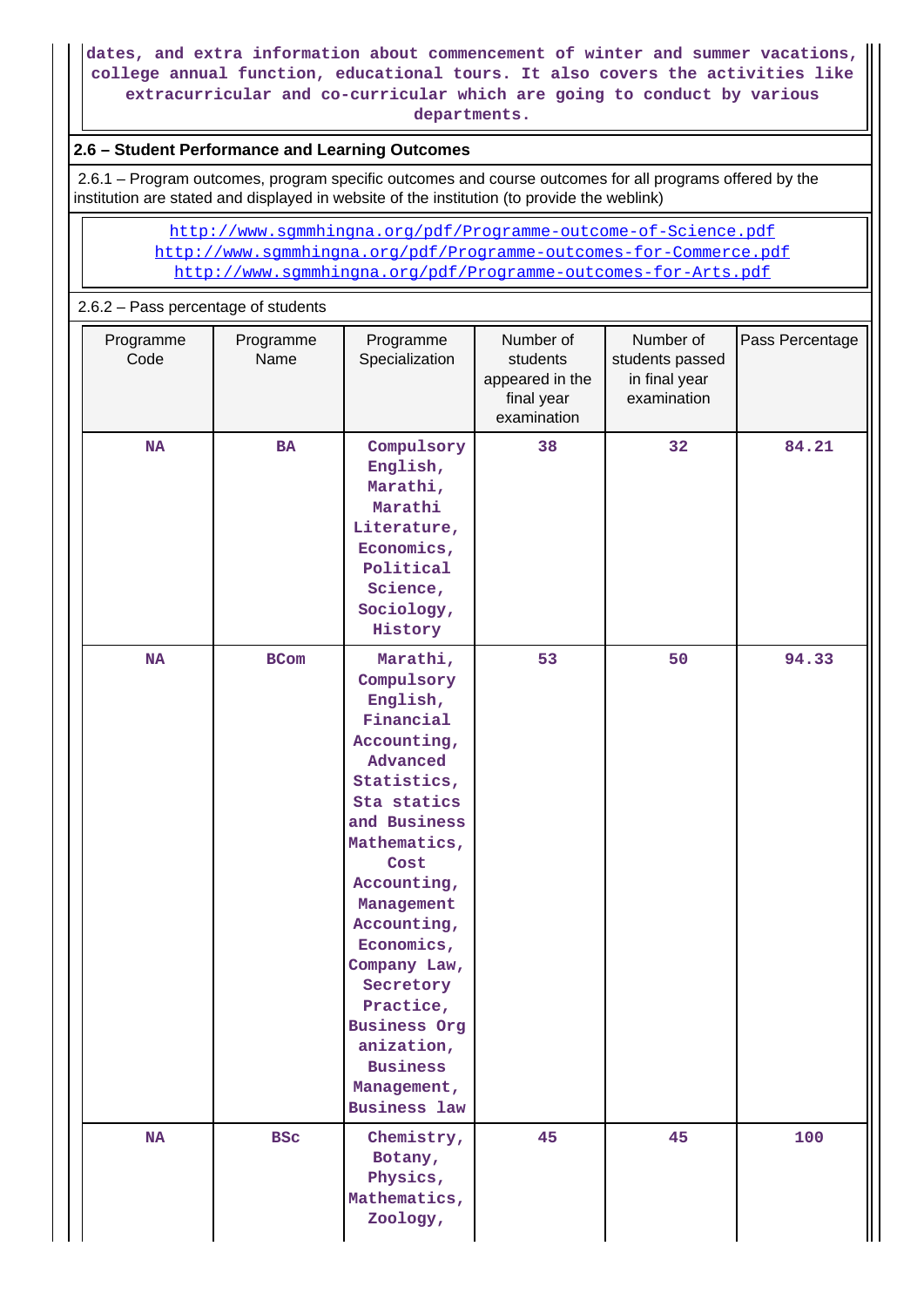dates, and extra information about commencement of winter and summer vacations, college annual function, educational tours. It also covers the activities like extracurricular and co-curricular which are going to conduct by various departments.

## 2.6 – Student Performance and Learning Outcomes

2.6.1 – Program outcomes, program specific outcomes and course outcomes for all programs offered by the institution are stated and displayed in website of the institution (to provide the weblink)

http://www.sgmmhingna.org/pdf/Programme-outcome-of-Science.pdf
http://www.sgmmhingna.org/pdf/Programme-outcomes-for-Commerce.pdf
http://www.sgmmhingna.org/pdf/Programme-outcomes-for-Arts.pdf

2.6.2 – Pass percentage of students

| Programme Code | Programme Name | Programme Specialization | Number of students appeared in the final year examination | Number of students passed in final year examination | Pass Percentage |
|---|---|---|---|---|---|
| NA | BA | Compulsory English, Marathi, Marathi Literature, Economics, Political Science, Sociology, History | 38 | 32 | 84.21 |
| NA | BCom | Marathi, Compulsory English, Financial Accounting, Advanced Statistics, Sta statics and Business Mathematics, Cost Accounting, Management Accounting, Economics, Company Law, Secretory Practice, Business Org anization, Business Management, Business law | 53 | 50 | 94.33 |
| NA | BSc | Chemistry, Botany, Physics, Mathematics, Zoology, | 45 | 45 | 100 |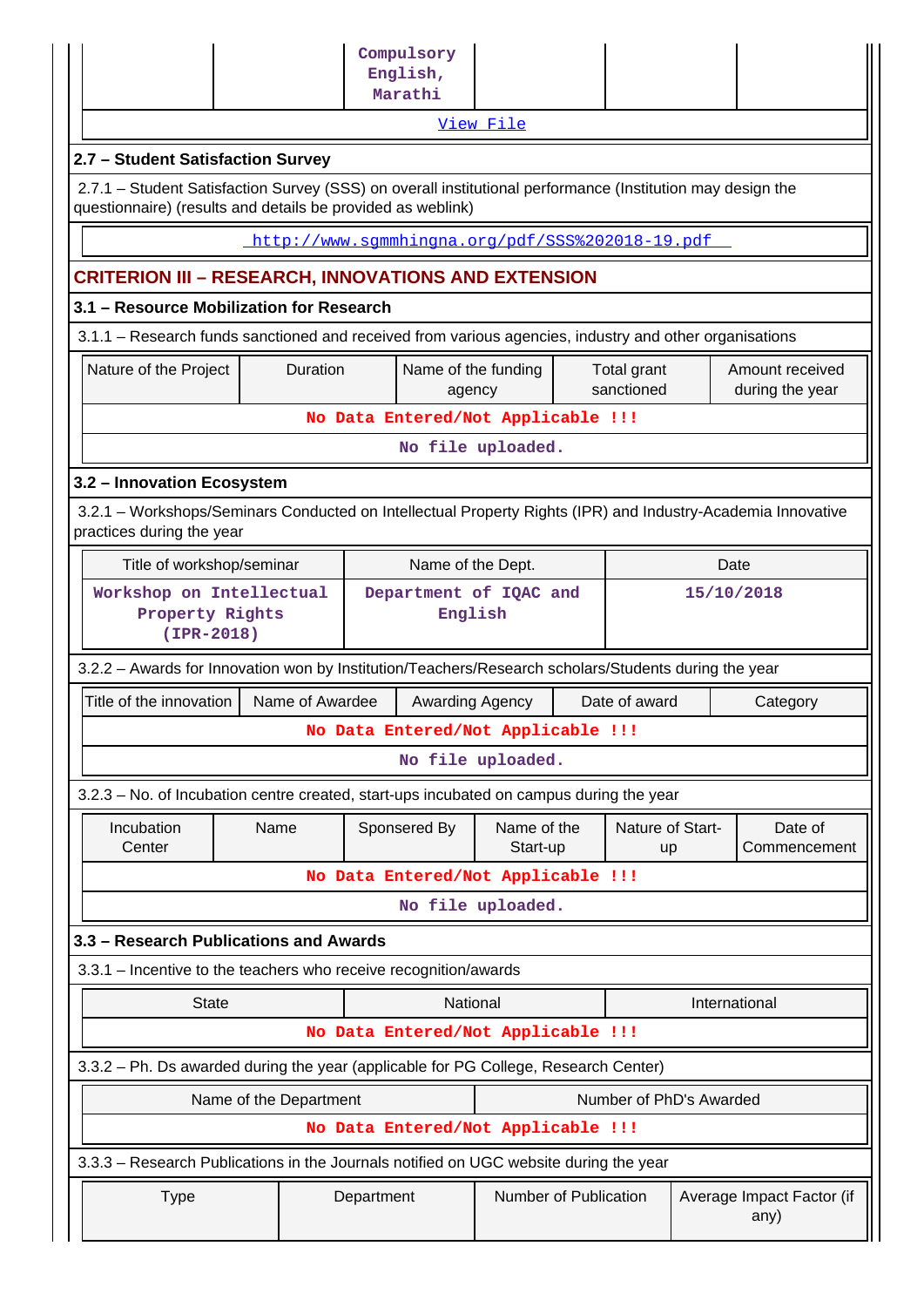| | | Compulsory English, Marathi | | | |
|---|---|---|---|---|---|

[View File](#)

### 2.7 – Student Satisfaction Survey

2.7.1 – Student Satisfaction Survey (SSS) on overall institutional performance (Institution may design the questionnaire) (results and details be provided as weblink)

http://www.sgmmhingna.org/pdf/SSS%202018-19.pdf

## CRITERION III – RESEARCH, INNOVATIONS AND EXTENSION

### 3.1 – Resource Mobilization for Research

3.1.1 – Research funds sanctioned and received from various agencies, industry and other organisations

| Nature of the Project | Duration | Name of the funding agency | Total grant sanctioned | Amount received during the year |
|---|---|---|---|---|
| No Data Entered/Not Applicable !!! | | | | |

No file uploaded.

### 3.2 – Innovation Ecosystem

3.2.1 – Workshops/Seminars Conducted on Intellectual Property Rights (IPR) and Industry-Academia Innovative practices during the year

| Title of workshop/seminar | Name of the Dept. | Date |
|---|---|---|
| Workshop on Intellectual Property Rights (IPR-2018) | Department of IQAC and English | 15/10/2018 |

3.2.2 – Awards for Innovation won by Institution/Teachers/Research scholars/Students during the year

| Title of the innovation | Name of Awardee | Awarding Agency | Date of award | Category |
|---|---|---|---|---|
| No Data Entered/Not Applicable !!! | | | | |

No file uploaded.

3.2.3 – No. of Incubation centre created, start-ups incubated on campus during the year

| Incubation Center | Name | Sponsered By | Name of the Start-up | Nature of Start-up | Date of Commencement |
|---|---|---|---|---|---|
| No Data Entered/Not Applicable !!! | | | | | |

No file uploaded.

### 3.3 – Research Publications and Awards

3.3.1 – Incentive to the teachers who receive recognition/awards

| State | National | International |
|---|---|---|
| No Data Entered/Not Applicable !!! | | |

3.3.2 – Ph. Ds awarded during the year (applicable for PG College, Research Center)

| Name of the Department | Number of PhD's Awarded |
|---|---|
| No Data Entered/Not Applicable !!! | |

3.3.3 – Research Publications in the Journals notified on UGC website during the year

| Type | Department | Number of Publication | Average Impact Factor (if any) |
|---|---|---|---|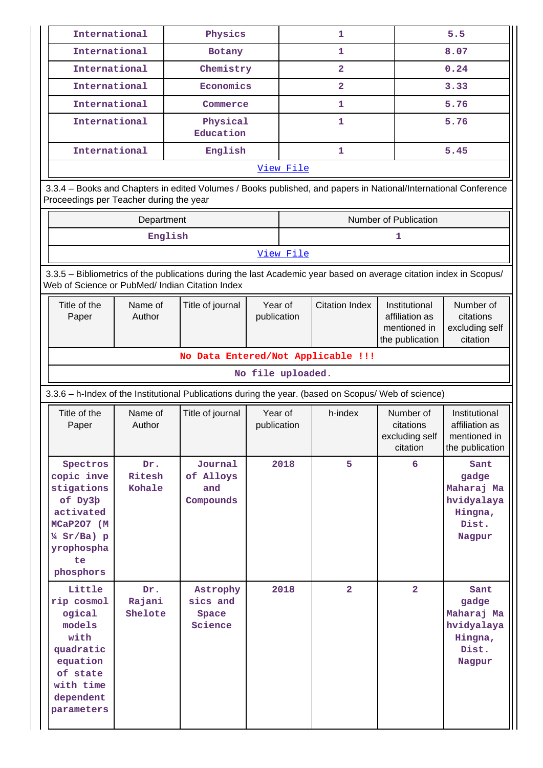| International | Physics | 1 | 5.5 |
|---|---|---|---|
| International | Botany | 1 | 8.07 |
| International | Chemistry | 2 | 0.24 |
| International | Economics | 2 | 3.33 |
| International | Commerce | 1 | 5.76 |
| International | Physical Education | 1 | 5.76 |
| International | English | 1 | 5.45 |

View File

3.3.4 – Books and Chapters in edited Volumes / Books published, and papers in National/International Conference Proceedings per Teacher during the year

| Department | Number of Publication |
|---|---|
| English | 1 |

View File

3.3.5 – Bibliometrics of the publications during the last Academic year based on average citation index in Scopus/ Web of Science or PubMed/ Indian Citation Index

| Title of the Paper | Name of Author | Title of journal | Year of publication | Citation Index | Institutional affiliation as mentioned in the publication | Number of citations excluding self citation |
|---|---|---|---|---|---|---|
| No Data Entered/Not Applicable !!! | | | | | | |

No file uploaded.

3.3.6 – h-Index of the Institutional Publications during the year. (based on Scopus/ Web of science)

| Title of the Paper | Name of Author | Title of journal | Year of publication | h-index | Number of citations excluding self citation | Institutional affiliation as mentioned in the publication |
|---|---|---|---|---|---|---|
| Spectroscopic investigations of Dy3þ activated MCaP2O7 (M ¼ Sr/Ba) pyrophosphate phosphors | Dr. Ritesh Kohale | Journal of Alloys and Compounds | 2018 | 5 | 6 | Sant gadge Maharaj Mahvidyalaya Hingna, Dist. Nagpur |
| Little rip cosmological models with quadratic equation of state with time dependent parameters | Dr. Rajani Shelote | Astrophysics and Space Science | 2018 | 2 | 2 | Sant gadge Maharaj Mahvidyalaya Hingna, Dist. Nagpur |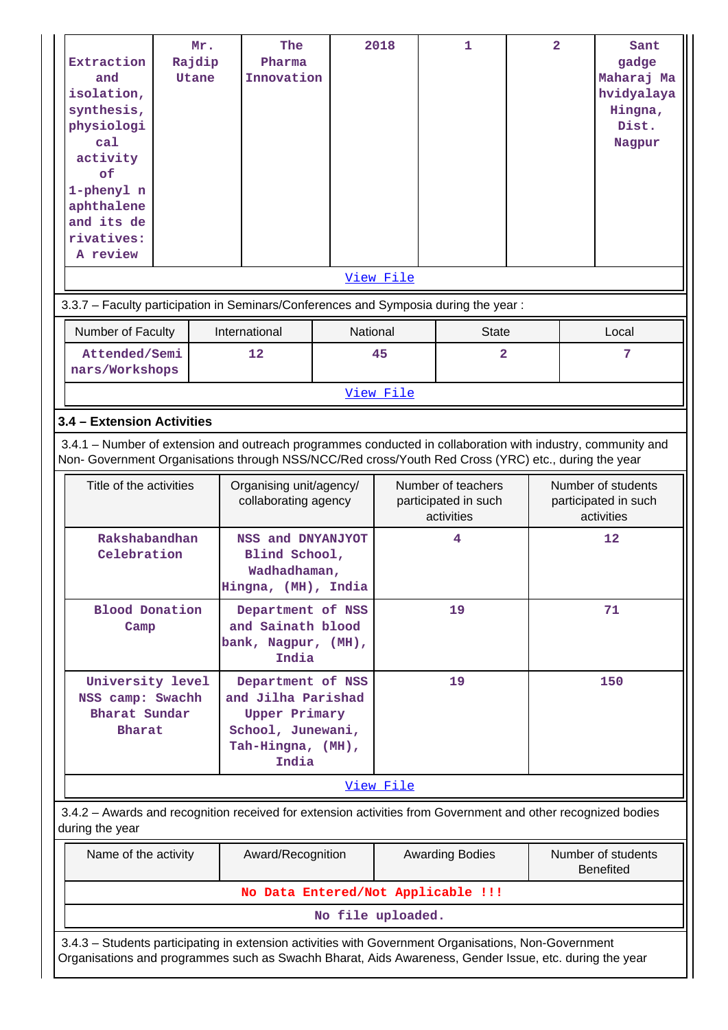| Extraction and isolation, synthesis, physiological activity of 1-phenyl naphthalene and its derivatives: A review | Mr. Rajdip Utane | The Pharma Innovation | 2018 | 1 | 2 | Sant gadge Maharaj Mahvidyalaya Hingna, Dist. Nagpur |
|---|---|---|---|---|---|---|
| View File | | | | | | |

3.3.7 – Faculty participation in Seminars/Conferences and Symposia during the year :

| Number of Faculty | International | National | State | Local |
|---|---|---|---|---|
| Attended/Seminars/Workshops | 12 | 45 | 2 | 7 |
| View File | | | | |

**3.4 – Extension Activities**

3.4.1 – Number of extension and outreach programmes conducted in collaboration with industry, community and Non- Government Organisations through NSS/NCC/Red cross/Youth Red Cross (YRC) etc., during the year

| Title of the activities | Organising unit/agency/ collaborating agency | Number of teachers participated in such activities | Number of students participated in such activities |
|---|---|---|---|
| Rakshabandhan Celebration | NSS and DNYANJYOT Blind School, Wadhadhaman, Hingna, (MH), India | 4 | 12 |
| Blood Donation Camp | Department of NSS and Sainath blood bank, Nagpur, (MH), India | 19 | 71 |
| University level NSS camp: Swachh Bharat Sundar Bharat | Department of NSS and Jilha Parishad Upper Primary School, Junewani, Tah-Hingna, (MH), India | 19 | 150 |
| View File | | | |

3.4.2 – Awards and recognition received for extension activities from Government and other recognized bodies during the year

| Name of the activity | Award/Recognition | Awarding Bodies | Number of students Benefited |
|---|---|---|---|
| No Data Entered/Not Applicable !!! | | | |
| No file uploaded. | | | |

3.4.3 – Students participating in extension activities with Government Organisations, Non-Government Organisations and programmes such as Swachh Bharat, Aids Awareness, Gender Issue, etc. during the year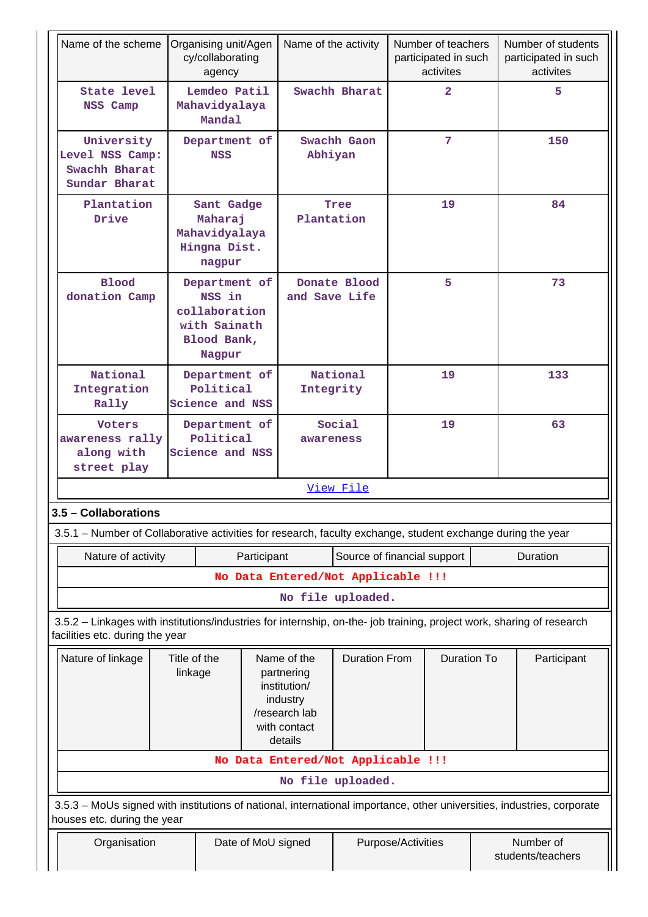| Name of the scheme | Organising unit/Agency/collaborating agency | Name of the activity | Number of teachers participated in such activites | Number of students participated in such activites |
|---|---|---|---|---|
| State level NSS Camp | Lemdeo Patil Mahavidyalaya Mandal | Swachh Bharat | 2 | 5 |
| University Level NSS Camp: Swachh Bharat Sundar Bharat | Department of NSS | Swachh Gaon Abhiyan | 7 | 150 |
| Plantation Drive | Sant Gadge Maharaj Mahavidyalaya Hingna Dist. nagpur | Tree Plantation | 19 | 84 |
| Blood donation Camp | Department of NSS in collaboration with Sainath Blood Bank, Nagpur | Donate Blood and Save Life | 5 | 73 |
| National Integration Rally | Department of Political Science and NSS | National Integrity | 19 | 133 |
| Voters awareness rally along with street play | Department of Political Science and NSS | Social awareness | 19 | 63 |
| View File | | | | |

**3.5 – Collaborations**

3.5.1 – Number of Collaborative activities for research, faculty exchange, student exchange during the year

| Nature of activity | Participant | Source of financial support | Duration |
|---|---|---|---|
| No Data Entered/Not Applicable !!! | | | |
| No file uploaded. | | | |

3.5.2 – Linkages with institutions/industries for internship, on-the- job training, project work, sharing of research facilities etc. during the year

| Nature of linkage | Title of the linkage | Name of the partnering institution/ industry /research lab with contact details | Duration From | Duration To | Participant |
|---|---|---|---|---|---|
| No Data Entered/Not Applicable !!! | | | | | |
| No file uploaded. | | | | | |

3.5.3 – MoUs signed with institutions of national, international importance, other universities, industries, corporate houses etc. during the year

| Organisation | Date of MoU signed | Purpose/Activities | Number of students/teachers |
|---|---|---|---|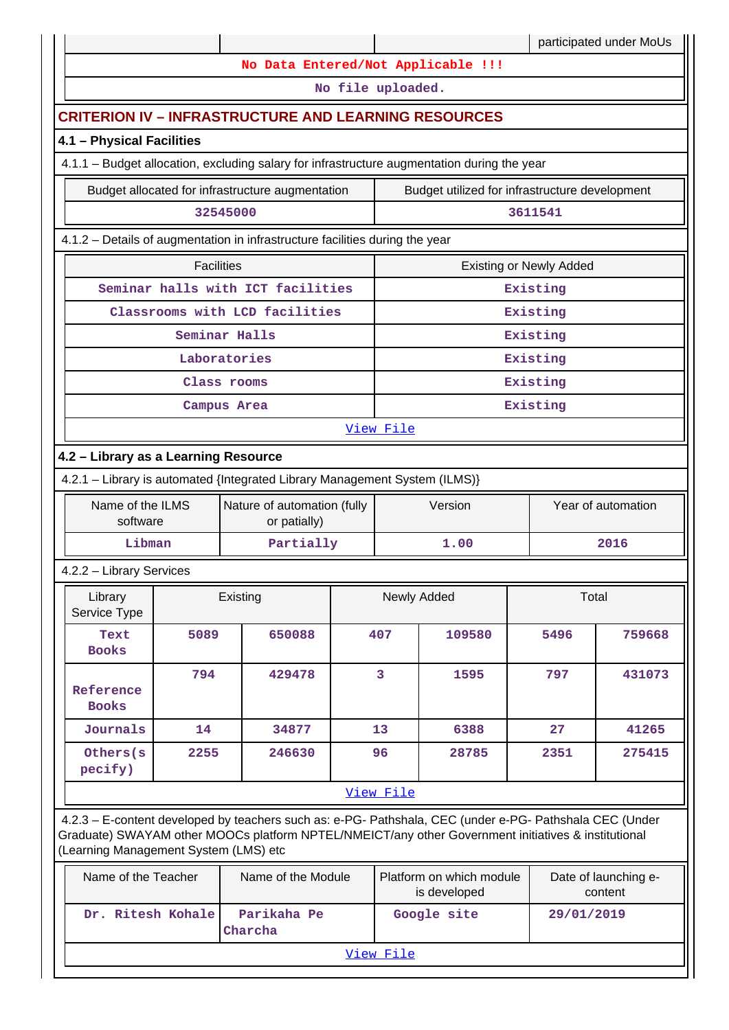| | | | participated under MoUs |
|---|---|---|---|

No Data Entered/Not Applicable !!!

No file uploaded.

## CRITERION IV – INFRASTRUCTURE AND LEARNING RESOURCES

### 4.1 – Physical Facilities

4.1.1 – Budget allocation, excluding salary for infrastructure augmentation during the year

| Budget allocated for infrastructure augmentation | Budget utilized for infrastructure development |
|---|---|
| 32545000 | 3611541 |

4.1.2 – Details of augmentation in infrastructure facilities during the year

| Facilities | Existing or Newly Added |
|---|---|
| Seminar halls with ICT facilities | Existing |
| Classrooms with LCD facilities | Existing |
| Seminar Halls | Existing |
| Laboratories | Existing |
| Class rooms | Existing |
| Campus Area | Existing |

View File

### 4.2 – Library as a Learning Resource

4.2.1 – Library is automated {Integrated Library Management System (ILMS)}

| Name of the ILMS software | Nature of automation (fully or patially) | Version | Year of automation |
|---|---|---|---|
| Libman | Partially | 1.00 | 2016 |

4.2.2 – Library Services

| Library Service Type | Existing | | Newly Added | | Total | |
|---|---|---|---|---|---|---|
| Text Books | 5089 | 650088 | 407 | 109580 | 5496 | 759668 |
| Reference Books | 794 | 429478 | 3 | 1595 | 797 | 431073 |
| Journals | 14 | 34877 | 13 | 6388 | 27 | 41265 |
| Others(specify) | 2255 | 246630 | 96 | 28785 | 2351 | 275415 |

View File

4.2.3 – E-content developed by teachers such as: e-PG- Pathshala, CEC (under e-PG- Pathshala CEC (Under Graduate) SWAYAM other MOOCs platform NPTEL/NMEICT/any other Government initiatives & institutional (Learning Management System (LMS) etc

| Name of the Teacher | Name of the Module | Platform on which module is developed | Date of launching e-content |
|---|---|---|---|
| Dr. Ritesh Kohale | Parikaha Pe Charcha | Google site | 29/01/2019 |

View File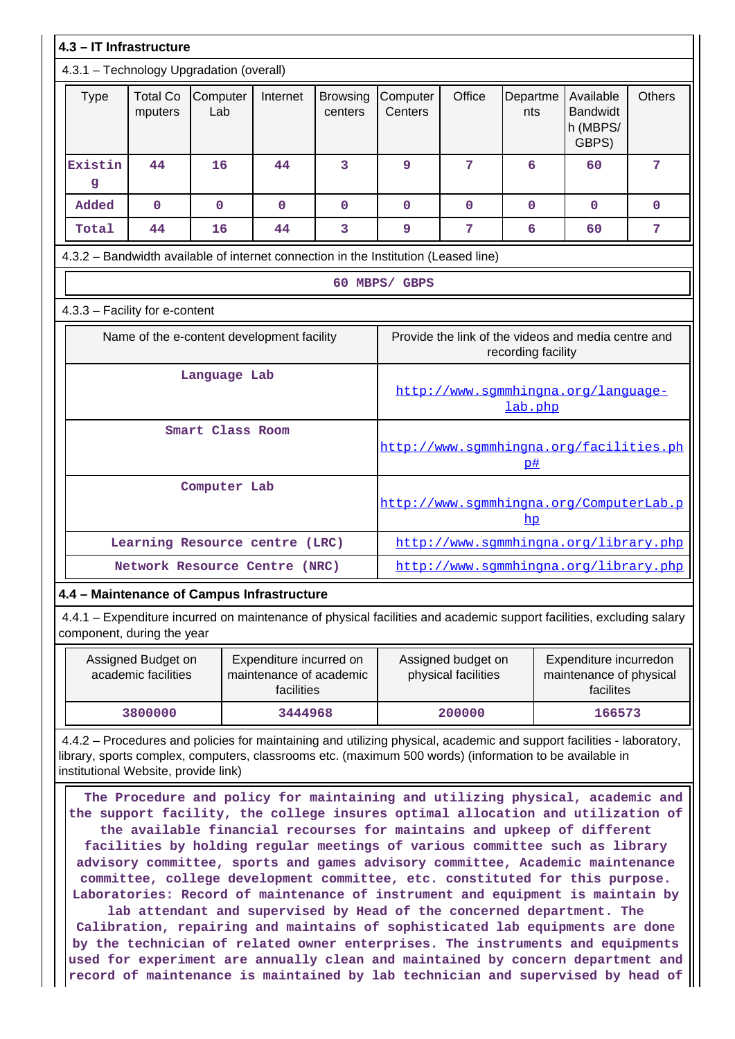## 4.3 – IT Infrastructure

4.3.1 – Technology Upgradation (overall)

| Type | Total Computers | Computer Lab | Internet | Browsing centers | Computer Centers | Office | Departments | Available Bandwidth (MBPS/ GBPS) | Others |
|---|---|---|---|---|---|---|---|---|---|
| Existing | 44 | 16 | 44 | 3 | 9 | 7 | 6 | 60 | 7 |
| Added | 0 | 0 | 0 | 0 | 0 | 0 | 0 | 0 | 0 |
| Total | 44 | 16 | 44 | 3 | 9 | 7 | 6 | 60 | 7 |

4.3.2 – Bandwidth available of internet connection in the Institution (Leased line)

60 MBPS/ GBPS

4.3.3 – Facility for e-content

| Name of the e-content development facility | Provide the link of the videos and media centre and recording facility |
|---|---|
| Language Lab | http://www.sgmmhingna.org/language-lab.php |
| Smart Class Room | http://www.sgmmhingna.org/facilities.php# |
| Computer Lab | http://www.sgmmhingna.org/ComputerLab.php |
| Learning Resource centre (LRC) | http://www.sgmmhingna.org/library.php |
| Network Resource Centre (NRC) | http://www.sgmmhingna.org/library.php |

## 4.4 – Maintenance of Campus Infrastructure

4.4.1 – Expenditure incurred on maintenance of physical facilities and academic support facilities, excluding salary component, during the year

| Assigned Budget on academic facilities | Expenditure incurred on maintenance of academic facilities | Assigned budget on physical facilities | Expenditure incurredon maintenance of physical facilites |
|---|---|---|---|
| 3800000 | 3444968 | 200000 | 166573 |

4.4.2 – Procedures and policies for maintaining and utilizing physical, academic and support facilities - laboratory, library, sports complex, computers, classrooms etc. (maximum 500 words) (information to be available in institutional Website, provide link)

The Procedure and policy for maintaining and utilizing physical, academic and the support facility, the college insures optimal allocation and utilization of the available financial recourses for maintains and upkeep of different facilities by holding regular meetings of various committee such as library advisory committee, sports and games advisory committee, Academic maintenance committee, college development committee, etc. constituted for this purpose. Laboratories: Record of maintenance of instrument and equipment is maintain by lab attendant and supervised by Head of the concerned department. The Calibration, repairing and maintains of sophisticated lab equipments are done by the technician of related owner enterprises. The instruments and equipments used for experiment are annually clean and maintained by concern department and record of maintenance is maintained by lab technician and supervised by head of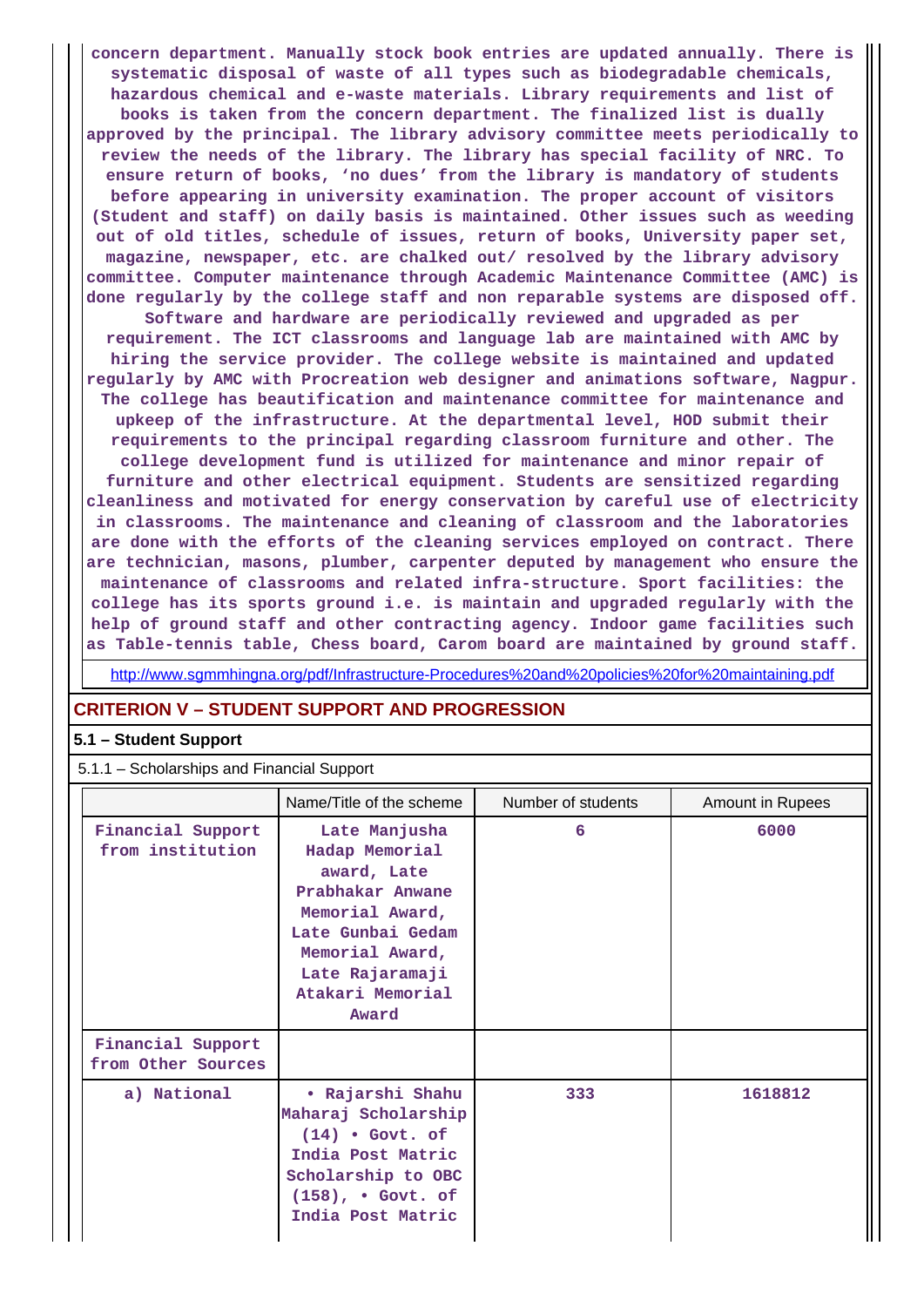concern department. Manually stock book entries are updated annually. There is systematic disposal of waste of all types such as biodegradable chemicals, hazardous chemical and e-waste materials. Library requirements and list of books is taken from the concern department. The finalized list is dually approved by the principal. The library advisory committee meets periodically to review the needs of the library. The library has special facility of NRC. To ensure return of books, 'no dues' from the library is mandatory of students before appearing in university examination. The proper account of visitors (Student and staff) on daily basis is maintained. Other issues such as weeding out of old titles, schedule of issues, return of books, University paper set, magazine, newspaper, etc. are chalked out/ resolved by the library advisory committee. Computer maintenance through Academic Maintenance Committee (AMC) is done regularly by the college staff and non reparable systems are disposed off. Software and hardware are periodically reviewed and upgraded as per requirement. The ICT classrooms and language lab are maintained with AMC by hiring the service provider. The college website is maintained and updated regularly by AMC with Procreation web designer and animations software, Nagpur. The college has beautification and maintenance committee for maintenance and upkeep of the infrastructure. At the departmental level, HOD submit their requirements to the principal regarding classroom furniture and other. The college development fund is utilized for maintenance and minor repair of furniture and other electrical equipment. Students are sensitized regarding cleanliness and motivated for energy conservation by careful use of electricity in classrooms. The maintenance and cleaning of classroom and the laboratories are done with the efforts of the cleaning services employed on contract. There are technician, masons, plumber, carpenter deputed by management who ensure the maintenance of classrooms and related infra-structure. Sport facilities: the college has its sports ground i.e. is maintain and upgraded regularly with the help of ground staff and other contracting agency. Indoor game facilities such as Table-tennis table, Chess board, Carom board are maintained by ground staff.

http://www.sgmmhingna.org/pdf/Infrastructure-Procedures%20and%20policies%20for%20maintaining.pdf

## CRITERION V – STUDENT SUPPORT AND PROGRESSION

### 5.1 – Student Support

5.1.1 – Scholarships and Financial Support

| | Name/Title of the scheme | Number of students | Amount in Rupees |
|---|---|---|---|
| Financial Support from institution | Late Manjusha Hadap Memorial award, Late Prabhakar Anwane Memorial Award, Late Gunbai Gedam Memorial Award, Late Rajaramaji Atakari Memorial Award | 6 | 6000 |
| Financial Support from Other Sources | | | |
| a) National | • Rajarshi Shahu Maharaj Scholarship (14) • Govt. of India Post Matric Scholarship to OBC (158), • Govt. of India Post Matric | 333 | 1618812 |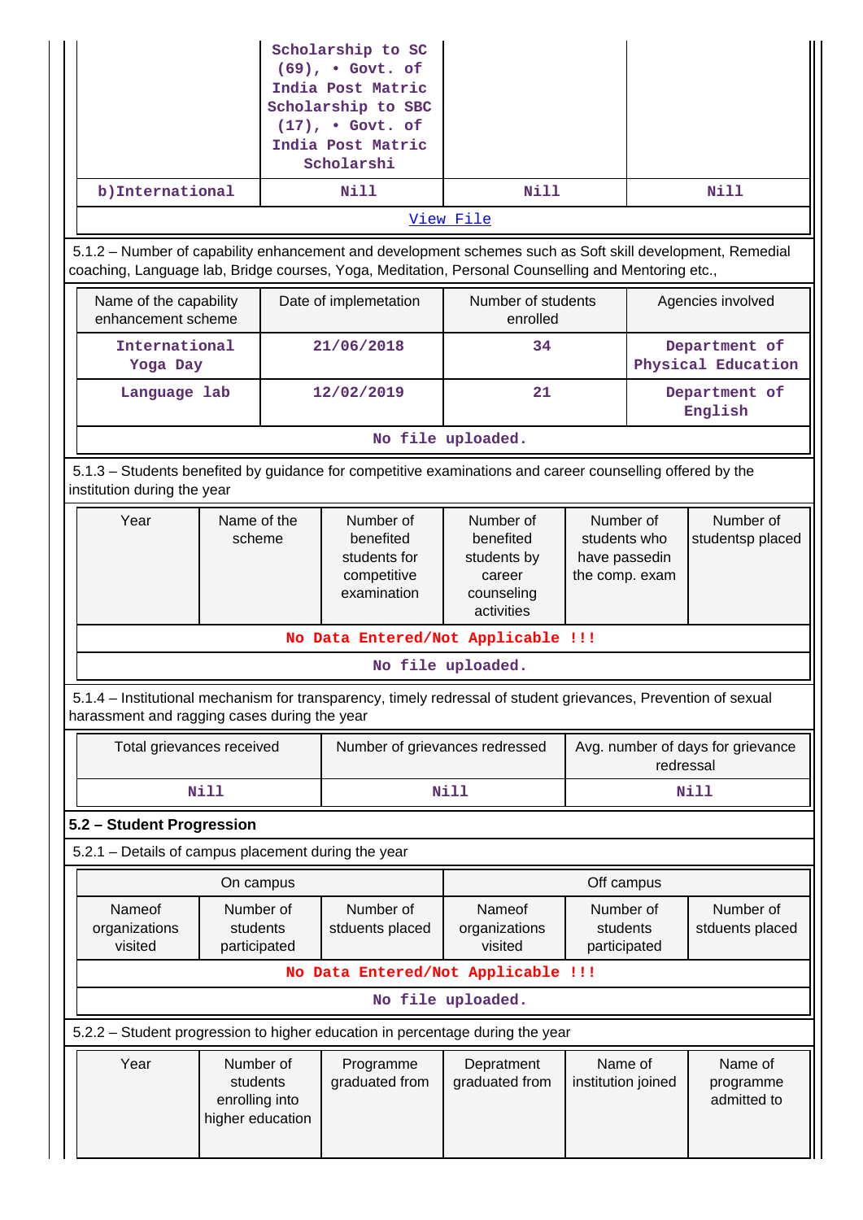| | Scholarship to SC (69), • Govt. of India Post Matric Scholarship to SBC (17), • Govt. of India Post Matric Scholarshi | | |
|---|---|---|---|
| b)International | Nill | Nill | Nill |

View File

5.1.2 – Number of capability enhancement and development schemes such as Soft skill development, Remedial coaching, Language lab, Bridge courses, Yoga, Meditation, Personal Counselling and Mentoring etc.,

| Name of the capability enhancement scheme | Date of implemetation | Number of students enrolled | Agencies involved |
|---|---|---|---|
| International Yoga Day | 21/06/2018 | 34 | Department of Physical Education |
| Language lab | 12/02/2019 | 21 | Department of English |

No file uploaded.

5.1.3 – Students benefited by guidance for competitive examinations and career counselling offered by the institution during the year

| Year | Name of the scheme | Number of benefited students for competitive examination | Number of benefited students by career counseling activities | Number of students who have passedin the comp. exam | Number of studentsp placed |
|---|---|---|---|---|---|

No Data Entered/Not Applicable !!!

No file uploaded.

5.1.4 – Institutional mechanism for transparency, timely redressal of student grievances, Prevention of sexual harassment and ragging cases during the year

| Total grievances received | Number of grievances redressed | Avg. number of days for grievance redressal |
|---|---|---|
| Nill | Nill | Nill |

## 5.2 – Student Progression

5.2.1 – Details of campus placement during the year

| On campus | | | Off campus | | |
|---|---|---|---|---|---|
| Nameof organizations visited | Number of students participated | Number of stduents placed | Nameof organizations visited | Number of students participated | Number of stduents placed |

No Data Entered/Not Applicable !!!

No file uploaded.

5.2.2 – Student progression to higher education in percentage during the year

| Year | Number of students enrolling into higher education | Programme graduated from | Depratment graduated from | Name of institution joined | Name of programme admitted to |
|---|---|---|---|---|---|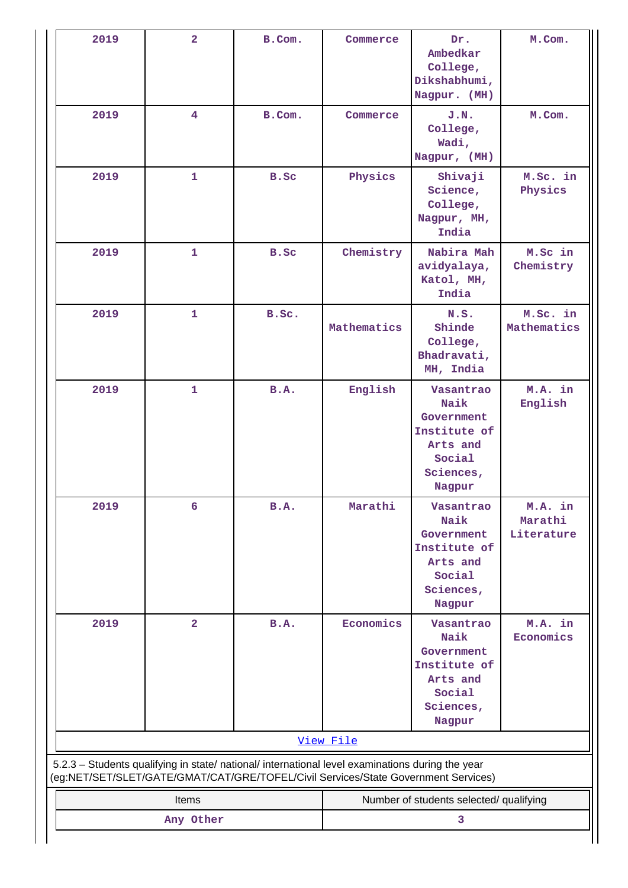| 2019 | 2 | B.Com. | Commerce | Dr. Ambedkar College, Dikshabhumi, Nagpur. (MH) | M.Com. |
|---|---|---|---|---|---|
| 2019 | 4 | B.Com. | Commerce | J.N. College, Wadi, Nagpur, (MH) | M.Com. |
| 2019 | 1 | B.Sc | Physics | Shivaji Science, College, Nagpur, MH, India | M.Sc. in Physics |
| 2019 | 1 | B.Sc | Chemistry | Nabira Mah avidyalaya, Katol, MH, India | M.Sc in Chemistry |
| 2019 | 1 | B.Sc. | Mathematics | N.S. Shinde College, Bhadravati, MH, India | M.Sc. in Mathematics |
| 2019 | 1 | B.A. | English | Vasantrao Naik Government Institute of Arts and Social Sciences, Nagpur | M.A. in English |
| 2019 | 6 | B.A. | Marathi | Vasantrao Naik Government Institute of Arts and Social Sciences, Nagpur | M.A. in Marathi Literature |
| 2019 | 2 | B.A. | Economics | Vasantrao Naik Government Institute of Arts and Social Sciences, Nagpur | M.A. in Economics |

View File

5.2.3 – Students qualifying in state/ national/ international level examinations during the year (eg:NET/SET/SLET/GATE/GMAT/CAT/GRE/TOFEL/Civil Services/State Government Services)

| Items | Number of students selected/ qualifying |
|---|---|
| Any Other | 3 |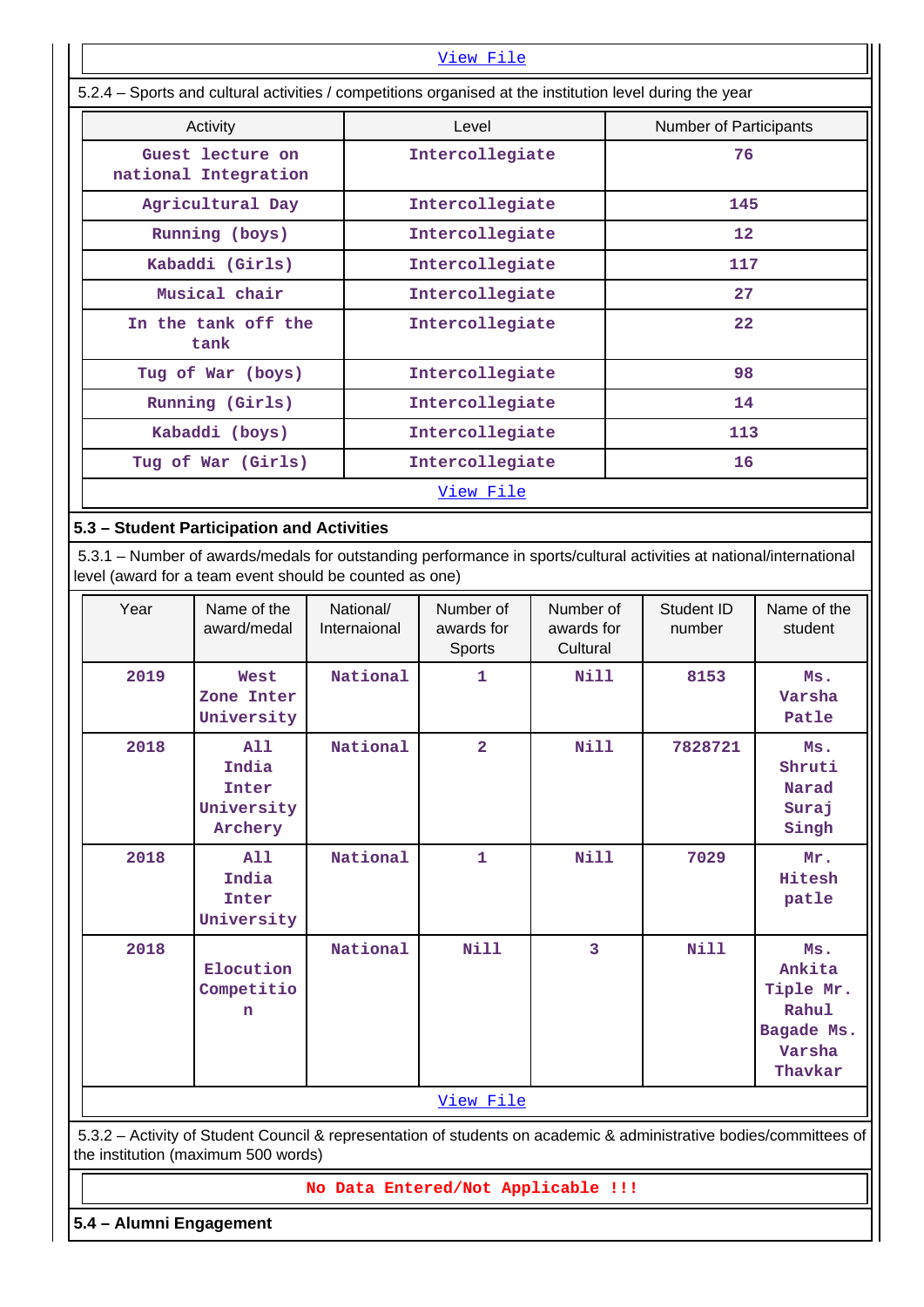View File

5.2.4 – Sports and cultural activities / competitions organised at the institution level during the year

| Activity | Level | Number of Participants |
|---|---|---|
| Guest lecture on national Integration | Intercollegiate | 76 |
| Agricultural Day | Intercollegiate | 145 |
| Running (boys) | Intercollegiate | 12 |
| Kabaddi (Girls) | Intercollegiate | 117 |
| Musical chair | Intercollegiate | 27 |
| In the tank off the tank | Intercollegiate | 22 |
| Tug of War (boys) | Intercollegiate | 98 |
| Running (Girls) | Intercollegiate | 14 |
| Kabaddi (boys) | Intercollegiate | 113 |
| Tug of War (Girls) | Intercollegiate | 16 |

View File

## 5.3 – Student Participation and Activities

5.3.1 – Number of awards/medals for outstanding performance in sports/cultural activities at national/international level (award for a team event should be counted as one)

| Year | Name of the award/medal | National/ Internaional | Number of awards for Sports | Number of awards for Cultural | Student ID number | Name of the student |
|---|---|---|---|---|---|---|
| 2019 | West Zone Inter University | National | 1 | Nill | 8153 | Ms. Varsha Patle |
| 2018 | All India Inter University Archery | National | 2 | Nill | 7828721 | Ms. Shruti Narad Suraj Singh |
| 2018 | All India Inter University | National | 1 | Nill | 7029 | Mr. Hitesh patle |
| 2018 | Elocution Competition | National | Nill | 3 | Nill | Ms. Ankita Tiple Mr. Rahul Bagade Ms. Varsha Thavkar |

View File

5.3.2 – Activity of Student Council & representation of students on academic & administrative bodies/committees of the institution (maximum 500 words)

No Data Entered/Not Applicable !!!

## 5.4 – Alumni Engagement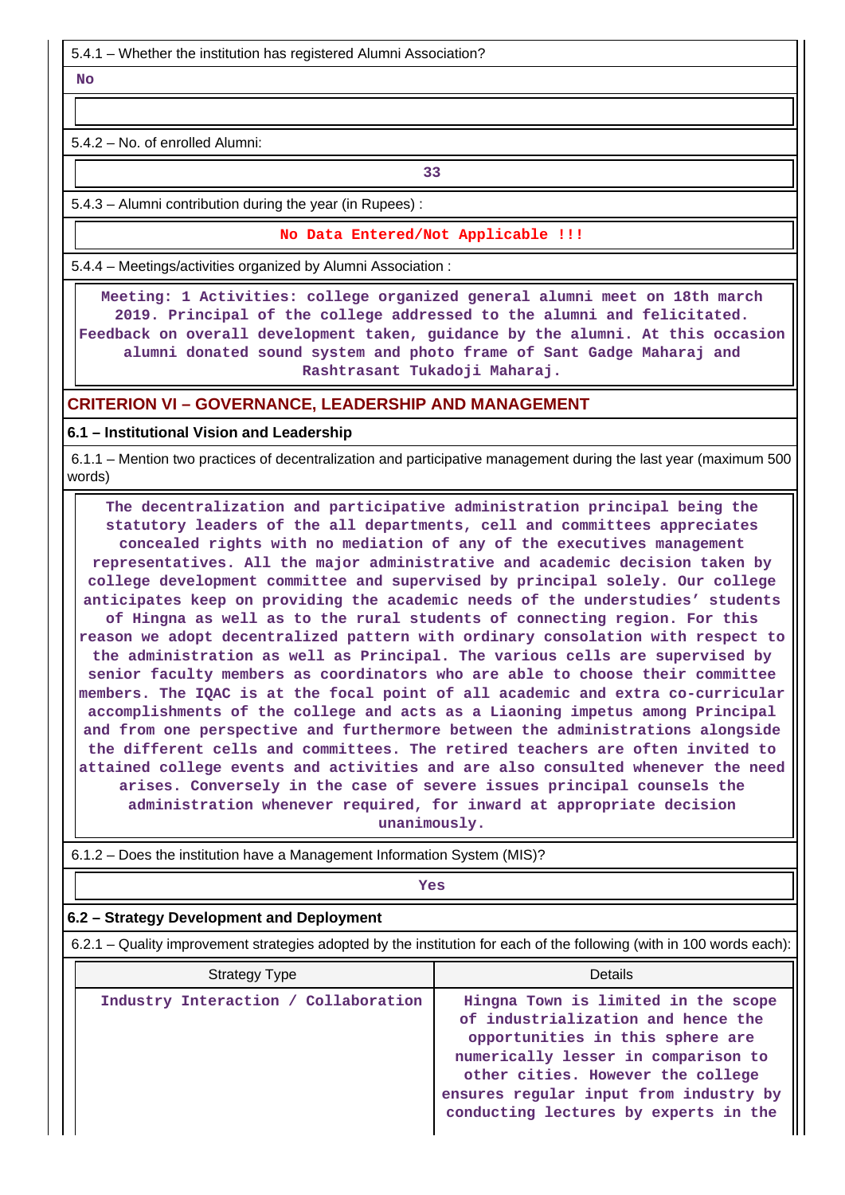5.4.1 – Whether the institution has registered Alumni Association?

**No**

5.4.2 – No. of enrolled Alumni:

**33**

5.4.3 – Alumni contribution during the year (in Rupees) :

**No Data Entered/Not Applicable !!!**

5.4.4 – Meetings/activities organized by Alumni Association :

**Meeting: 1 Activities: college organized general alumni meet on 18th march 2019. Principal of the college addressed to the alumni and felicitated. Feedback on overall development taken, guidance by the alumni. At this occasion alumni donated sound system and photo frame of Sant Gadge Maharaj and Rashtrasant Tukadoji Maharaj.**

## CRITERION VI – GOVERNANCE, LEADERSHIP AND MANAGEMENT

### 6.1 – Institutional Vision and Leadership

6.1.1 – Mention two practices of decentralization and participative management during the last year (maximum 500 words)

**The decentralization and participative administration principal being the statutory leaders of the all departments, cell and committees appreciates concealed rights with no mediation of any of the executives management representatives. All the major administrative and academic decision taken by college development committee and supervised by principal solely. Our college anticipates keep on providing the academic needs of the understudies' students of Hingna as well as to the rural students of connecting region. For this reason we adopt decentralized pattern with ordinary consolation with respect to the administration as well as Principal. The various cells are supervised by senior faculty members as coordinators who are able to choose their committee members. The IQAC is at the focal point of all academic and extra co-curricular accomplishments of the college and acts as a Liaoning impetus among Principal and from one perspective and furthermore between the administrations alongside the different cells and committees. The retired teachers are often invited to attained college events and activities and are also consulted whenever the need arises. Conversely in the case of severe issues principal counsels the administration whenever required, for inward at appropriate decision unanimously.**

6.1.2 – Does the institution have a Management Information System (MIS)?

**Yes**

### 6.2 – Strategy Development and Deployment

6.2.1 – Quality improvement strategies adopted by the institution for each of the following (with in 100 words each):

| Strategy Type | Details |
|---|---|
| Industry Interaction / Collaboration | Hingna Town is limited in the scope of industrialization and hence the opportunities in this sphere are numerically lesser in comparison to other cities. However the college ensures regular input from industry by conducting lectures by experts in the |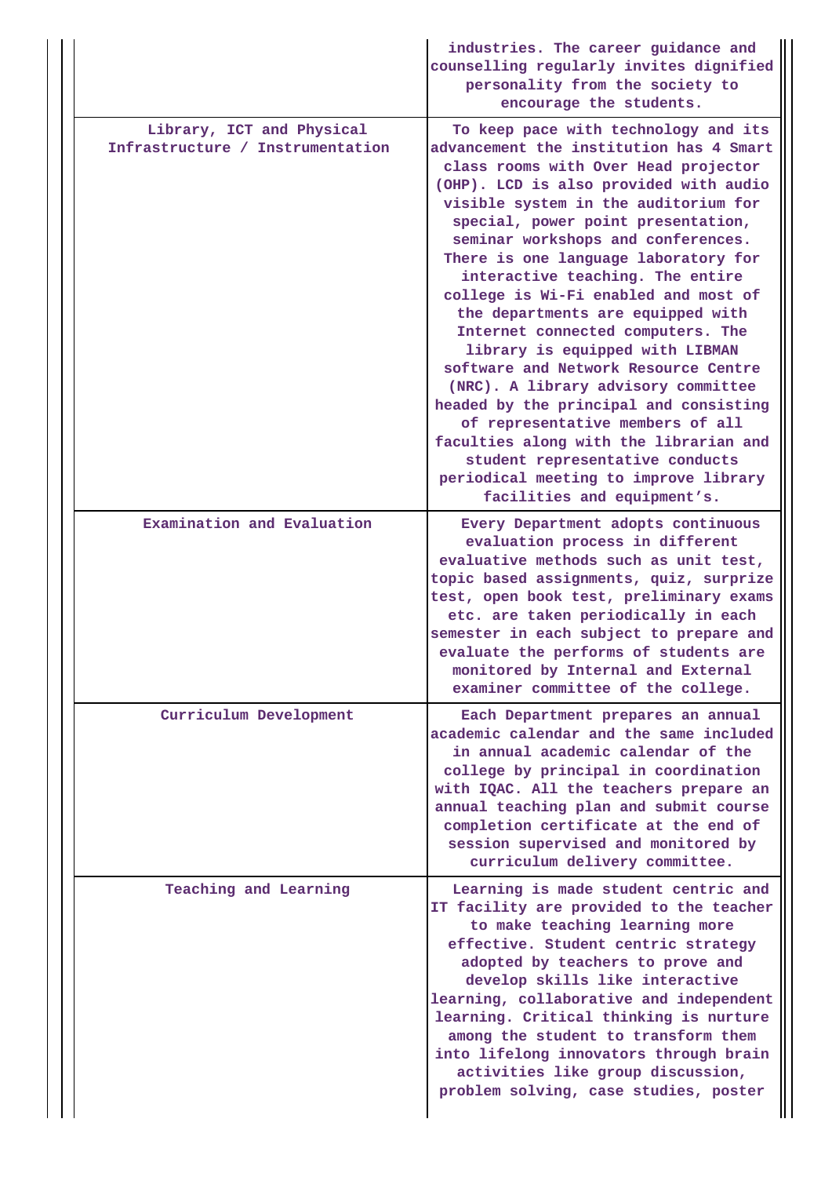| | |
|---|---|
| | industries. The career guidance and counselling regularly invites dignified personality from the society to encourage the students. |
| Library, ICT and Physical Infrastructure / Instrumentation | To keep pace with technology and its advancement the institution has 4 Smart class rooms with Over Head projector (OHP). LCD is also provided with audio visible system in the auditorium for special, power point presentation, seminar workshops and conferences. There is one language laboratory for interactive teaching. The entire college is Wi-Fi enabled and most of the departments are equipped with Internet connected computers. The library is equipped with LIBMAN software and Network Resource Centre (NRC). A library advisory committee headed by the principal and consisting of representative members of all faculties along with the librarian and student representative conducts periodical meeting to improve library facilities and equipment's. |
| Examination and Evaluation | Every Department adopts continuous evaluation process in different evaluative methods such as unit test, topic based assignments, quiz, surprize test, open book test, preliminary exams etc. are taken periodically in each semester in each subject to prepare and evaluate the performs of students are monitored by Internal and External examiner committee of the college. |
| Curriculum Development | Each Department prepares an annual academic calendar and the same included in annual academic calendar of the college by principal in coordination with IQAC. All the teachers prepare an annual teaching plan and submit course completion certificate at the end of session supervised and monitored by curriculum delivery committee. |
| Teaching and Learning | Learning is made student centric and IT facility are provided to the teacher to make teaching learning more effective. Student centric strategy adopted by teachers to prove and develop skills like interactive learning, collaborative and independent learning. Critical thinking is nurture among the student to transform them into lifelong innovators through brain activities like group discussion, problem solving, case studies, poster |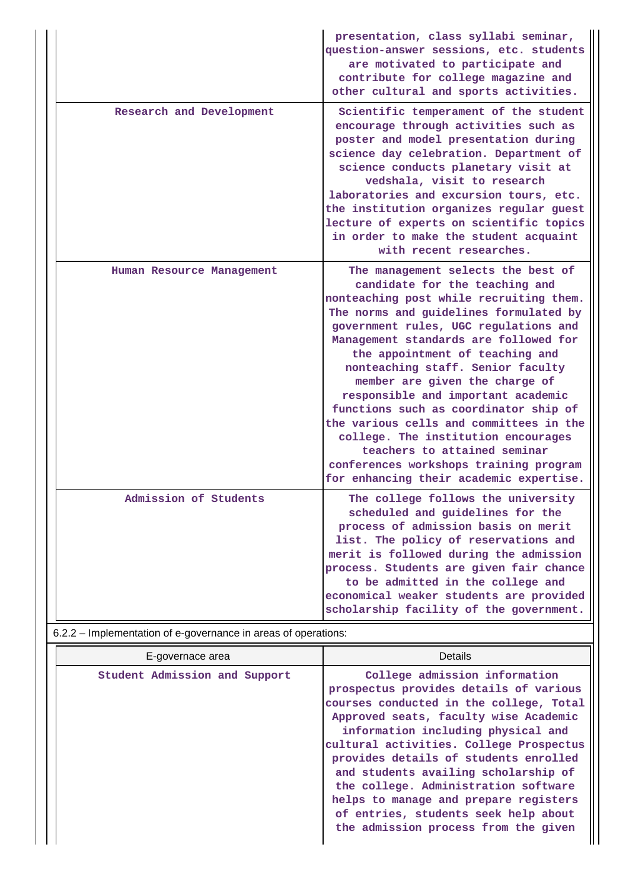| | |
|---|---|
| | presentation, class syllabi seminar, question-answer sessions, etc. students are motivated to participate and contribute for college magazine and other cultural and sports activities. |
| Research and Development | Scientific temperament of the student encourage through activities such as poster and model presentation during science day celebration. Department of science conducts planetary visit at vedshala, visit to research laboratories and excursion tours, etc. the institution organizes regular guest lecture of experts on scientific topics in order to make the student acquaint with recent researches. |
| Human Resource Management | The management selects the best of candidate for the teaching and nonteaching post while recruiting them. The norms and guidelines formulated by government rules, UGC regulations and Management standards are followed for the appointment of teaching and nonteaching staff. Senior faculty member are given the charge of responsible and important academic functions such as coordinator ship of the various cells and committees in the college. The institution encourages teachers to attained seminar conferences workshops training program for enhancing their academic expertise. |
| Admission of Students | The college follows the university scheduled and guidelines for the process of admission basis on merit list. The policy of reservations and merit is followed during the admission process. Students are given fair chance to be admitted in the college and economical weaker students are provided scholarship facility of the government. |

6.2.2 – Implementation of e-governance in areas of operations:

| E-governace area | Details |
|---|---|
| Student Admission and Support | College admission information prospectus provides details of various courses conducted in the college, Total Approved seats, faculty wise Academic information including physical and cultural activities. College Prospectus provides details of students enrolled and students availing scholarship of the college. Administration software helps to manage and prepare registers of entries, students seek help about the admission process from the given |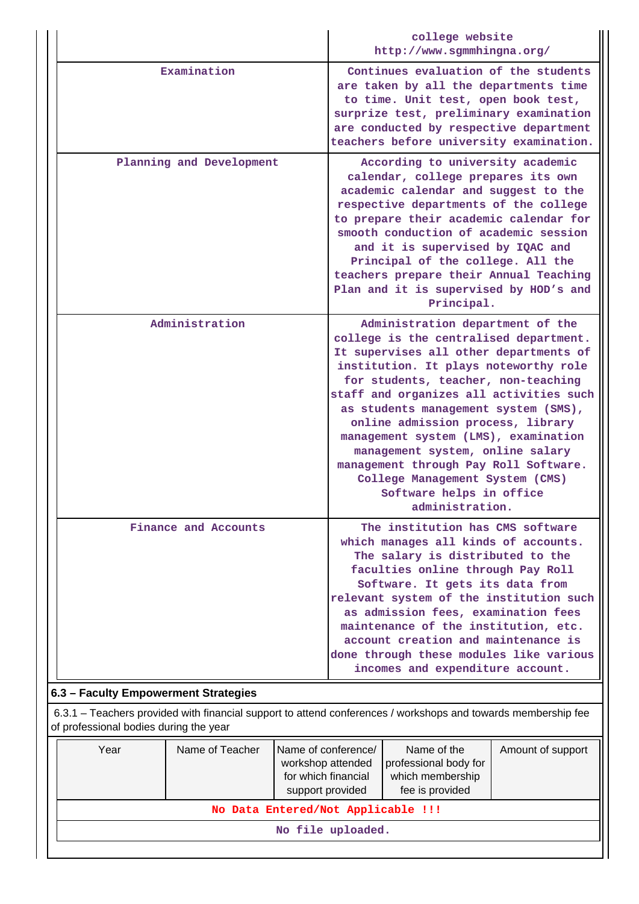| | |
|---|---|
| | college website http://www.sgmmhingna.org/ |
| Examination | Continues evaluation of the students are taken by all the departments time to time. Unit test, open book test, surprize test, preliminary examination are conducted by respective department teachers before university examination. |
| Planning and Development | According to university academic calendar, college prepares its own academic calendar and suggest to the respective departments of the college to prepare their academic calendar for smooth conduction of academic session and it is supervised by IQAC and Principal of the college. All the teachers prepare their Annual Teaching Plan and it is supervised by HOD's and Principal. |
| Administration | Administration department of the college is the centralised department. It supervises all other departments of institution. It plays noteworthy role for students, teacher, non-teaching staff and organizes all activities such as students management system (SMS), online admission process, library management system (LMS), examination management system, online salary management through Pay Roll Software. College Management System (CMS) Software helps in office administration. |
| Finance and Accounts | The institution has CMS software which manages all kinds of accounts. The salary is distributed to the faculties online through Pay Roll Software. It gets its data from relevant system of the institution such as admission fees, examination fees maintenance of the institution, etc. account creation and maintenance is done through these modules like various incomes and expenditure account. |

## 6.3 – Faculty Empowerment Strategies

6.3.1 – Teachers provided with financial support to attend conferences / workshops and towards membership fee of professional bodies during the year

| Year | Name of Teacher | Name of conference/ workshop attended for which financial support provided | Name of the professional body for which membership fee is provided | Amount of support |
|---|---|---|---|---|
| No Data Entered/Not Applicable !!! | | | | |

No file uploaded.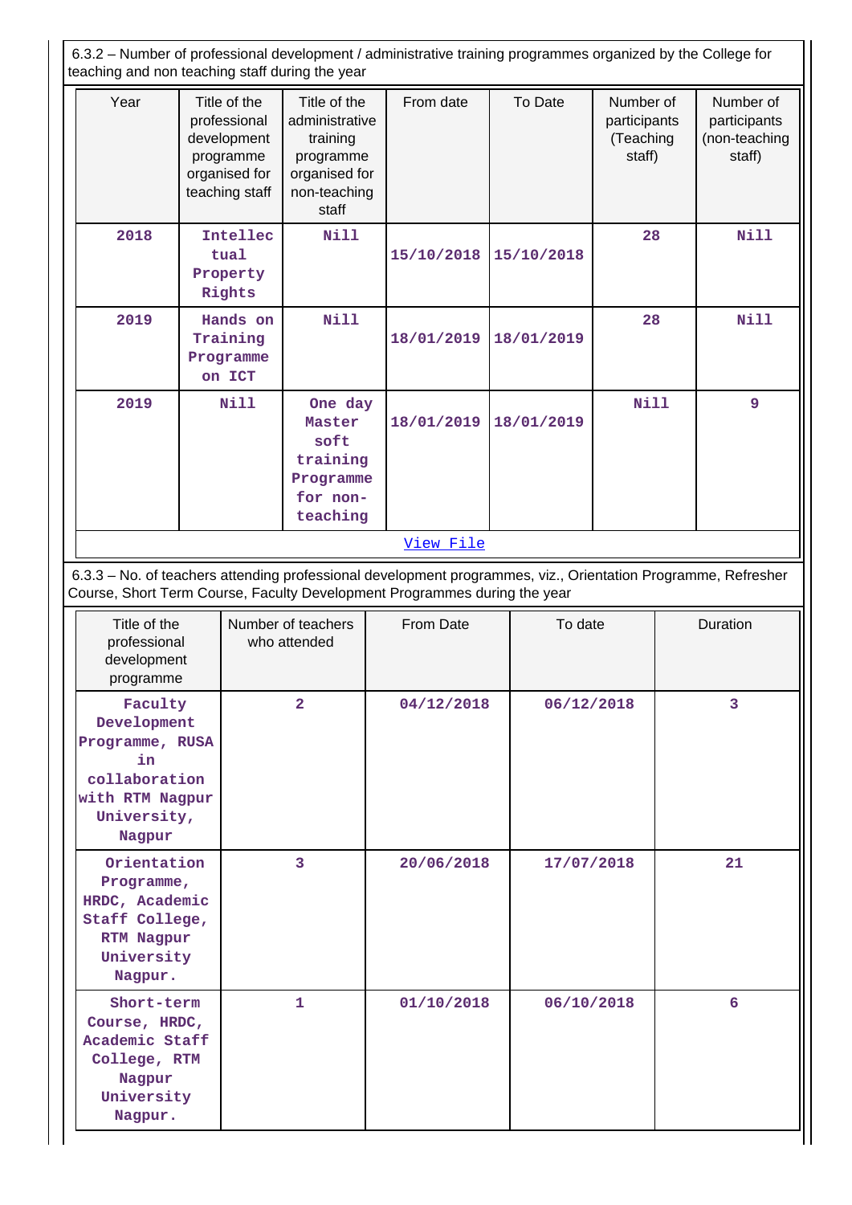6.3.2 – Number of professional development / administrative training programmes organized by the College for teaching and non teaching staff during the year

| Year | Title of the professional development programme organised for teaching staff | Title of the administrative training programme organised for non-teaching staff | From date | To Date | Number of participants (Teaching staff) | Number of participants (non-teaching staff) |
|---|---|---|---|---|---|---|
| 2018 | Intellectual Property Rights | Nill | 15/10/2018 | 15/10/2018 | 28 | Nill |
| 2019 | Hands on Training Programme on ICT | Nill | 18/01/2019 | 18/01/2019 | 28 | Nill |
| 2019 | Nill | One day Master soft training Programme for non-teaching | 18/01/2019 | 18/01/2019 | Nill | 9 |

View File

6.3.3 – No. of teachers attending professional development programmes, viz., Orientation Programme, Refresher Course, Short Term Course, Faculty Development Programmes during the year

| Title of the professional development programme | Number of teachers who attended | From Date | To date | Duration |
|---|---|---|---|---|
| Faculty Development Programme, RUSA in collaboration with RTM Nagpur University, Nagpur | 2 | 04/12/2018 | 06/12/2018 | 3 |
| Orientation Programme, HRDC, Academic Staff College, RTM Nagpur University Nagpur. | 3 | 20/06/2018 | 17/07/2018 | 21 |
| Short-term Course, HRDC, Academic Staff College, RTM Nagpur University Nagpur. | 1 | 01/10/2018 | 06/10/2018 | 6 |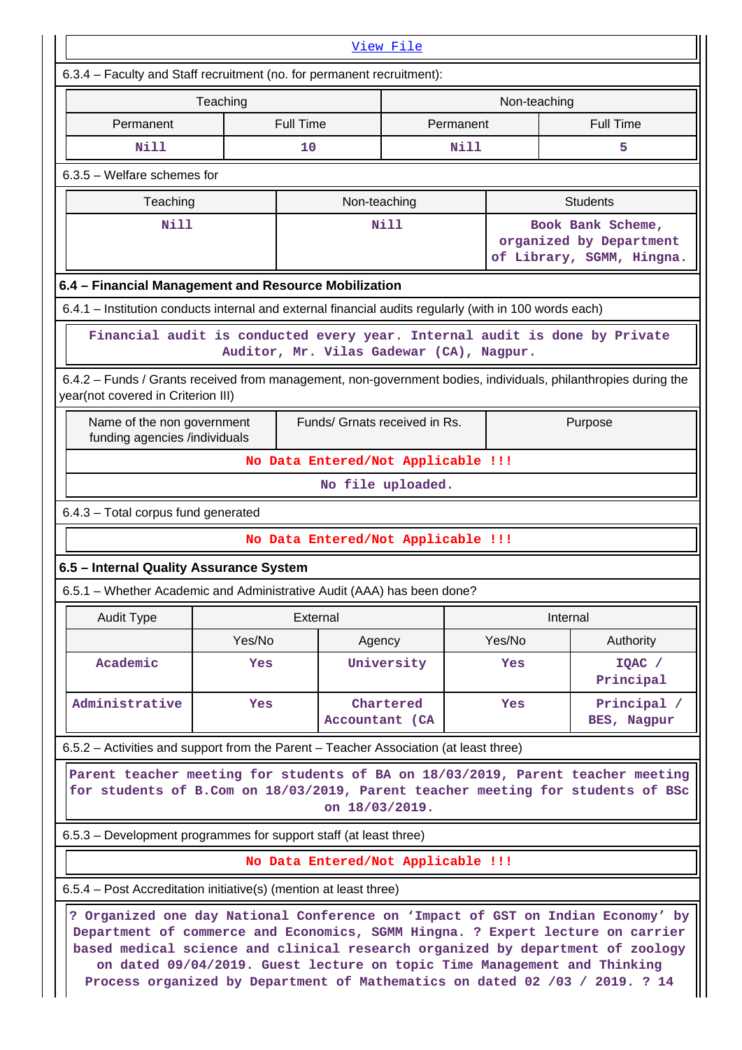View File

6.3.4 – Faculty and Staff recruitment (no. for permanent recruitment):

| Teaching | | Non-teaching | |
|---|---|---|---|
| Permanent | Full Time | Permanent | Full Time |
| Nill | 10 | Nill | 5 |

6.3.5 – Welfare schemes for

| Teaching | Non-teaching | Students |
|---|---|---|
| Nill | Nill | Book Bank Scheme, organized by Department of Library, SGMM, Hingna. |

### 6.4 – Financial Management and Resource Mobilization

6.4.1 – Institution conducts internal and external financial audits regularly (with in 100 words each)

Financial audit is conducted every year. Internal audit is done by Private Auditor, Mr. Vilas Gadewar (CA), Nagpur.

6.4.2 – Funds / Grants received from management, non-government bodies, individuals, philanthropies during the year(not covered in Criterion III)

| Name of the non government funding agencies /individuals | Funds/ Grnats received in Rs. | Purpose |
|---|---|---|
| No Data Entered/Not Applicable !!! | | |

No file uploaded.

6.4.3 – Total corpus fund generated

No Data Entered/Not Applicable !!!

### 6.5 – Internal Quality Assurance System

6.5.1 – Whether Academic and Administrative Audit (AAA) has been done?

| Audit Type | External | | Internal | |
|---|---|---|---|---|
| | Yes/No | Agency | Yes/No | Authority |
| Academic | Yes | University | Yes | IQAC / Principal |
| Administrative | Yes | Chartered Accountant (CA | Yes | Principal / BES, Nagpur |

6.5.2 – Activities and support from the Parent – Teacher Association (at least three)

Parent teacher meeting for students of BA on 18/03/2019, Parent teacher meeting for students of B.Com on 18/03/2019, Parent teacher meeting for students of BSc on 18/03/2019.

6.5.3 – Development programmes for support staff (at least three)

No Data Entered/Not Applicable !!!

6.5.4 – Post Accreditation initiative(s) (mention at least three)

? Organized one day National Conference on 'Impact of GST on Indian Economy' by Department of commerce and Economics, SGMM Hingna. ? Expert lecture on carrier based medical science and clinical research organized by department of zoology on dated 09/04/2019. Guest lecture on topic Time Management and Thinking Process organized by Department of Mathematics on dated 02 /03 / 2019. ? 14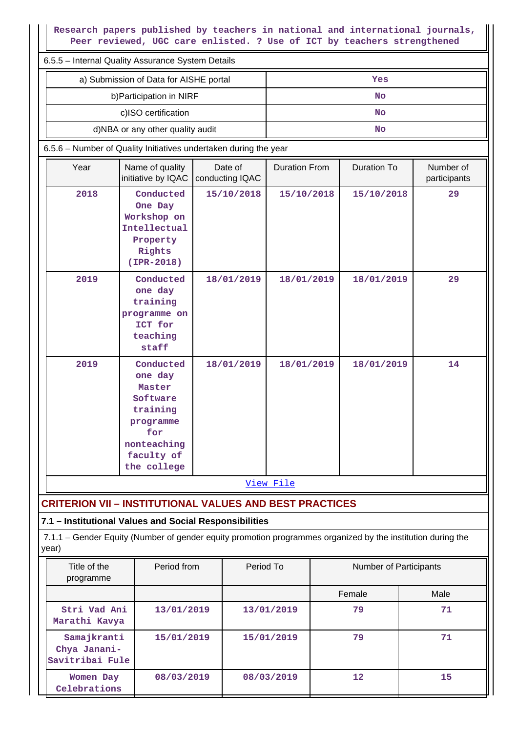Research papers published by teachers in national and international journals, Peer reviewed, UGC care enlisted. ? Use of ICT by teachers strengthened

6.5.5 – Internal Quality Assurance System Details

| a) Submission of Data for AISHE portal | Yes |
|---|---|
| b)Participation in NIRF | No |
| c)ISO certification | No |
| d)NBA or any other quality audit | No |

6.5.6 – Number of Quality Initiatives undertaken during the year

| Year | Name of quality initiative by IQAC | Date of conducting IQAC | Duration From | Duration To | Number of participants |
|---|---|---|---|---|---|
| 2018 | Conducted One Day Workshop on Intellectual Property Rights (IPR-2018) | 15/10/2018 | 15/10/2018 | 15/10/2018 | 29 |
| 2019 | Conducted one day training programme on ICT for teaching staff | 18/01/2019 | 18/01/2019 | 18/01/2019 | 29 |
| 2019 | Conducted one day Master Software training programme for nonteaching faculty of the college | 18/01/2019 | 18/01/2019 | 18/01/2019 | 14 |

View File

## CRITERION VII – INSTITUTIONAL VALUES AND BEST PRACTICES

### 7.1 – Institutional Values and Social Responsibilities

7.1.1 – Gender Equity (Number of gender equity promotion programmes organized by the institution during the year)

| Title of the programme | Period from | Period To | Number of Participants | |
|---|---|---|---|---|
| | | | Female | Male |
| Stri Vad Ani Marathi Kavya | 13/01/2019 | 13/01/2019 | 79 | 71 |
| Samajkranti Chya Janani- Savitribai Fule | 15/01/2019 | 15/01/2019 | 79 | 71 |
| Women Day Celebrations | 08/03/2019 | 08/03/2019 | 12 | 15 |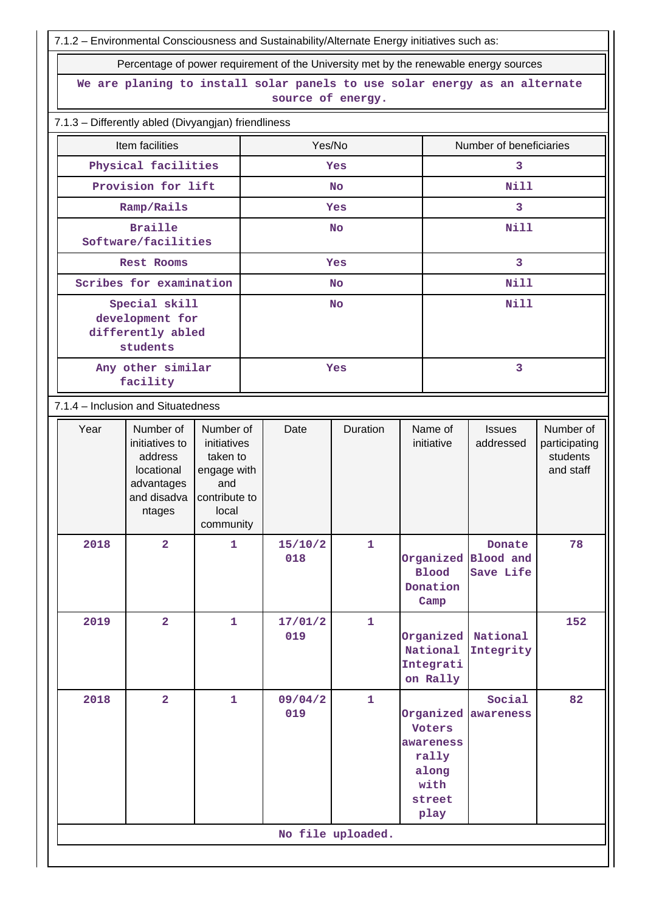7.1.2 – Environmental Consciousness and Sustainability/Alternate Energy initiatives such as:

| Percentage of power requirement of the University met by the renewable energy sources |
|---|
| We are planing to install solar panels to use solar energy as an alternate source of energy. |

7.1.3 – Differently abled (Divyangjan) friendliness

| Item facilities | Yes/No | Number of beneficiaries |
|---|---|---|
| Physical facilities | Yes | 3 |
| Provision for lift | No | Nill |
| Ramp/Rails | Yes | 3 |
| Braille Software/facilities | No | Nill |
| Rest Rooms | Yes | 3 |
| Scribes for examination | No | Nill |
| Special skill development for differently abled students | No | Nill |
| Any other similar facility | Yes | 3 |

7.1.4 – Inclusion and Situatedness

| Year | Number of initiatives to address locational advantages and disadvantages | Number of initiatives taken to engage with and contribute to local community | Date | Duration | Name of initiative | Issues addressed | Number of participating students and staff |
|---|---|---|---|---|---|---|---|
| 2018 | 2 | 1 | 15/10/2018 | 1 | Organized Blood Donation Camp | Donate Blood and Save Life | 78 |
| 2019 | 2 | 1 | 17/01/2019 | 1 | Organized National Integration Rally | National Integrity | 152 |
| 2018 | 2 | 1 | 09/04/2019 | 1 | Organized Voters awareness rally along with street play | Social awareness | 82 |

No file uploaded.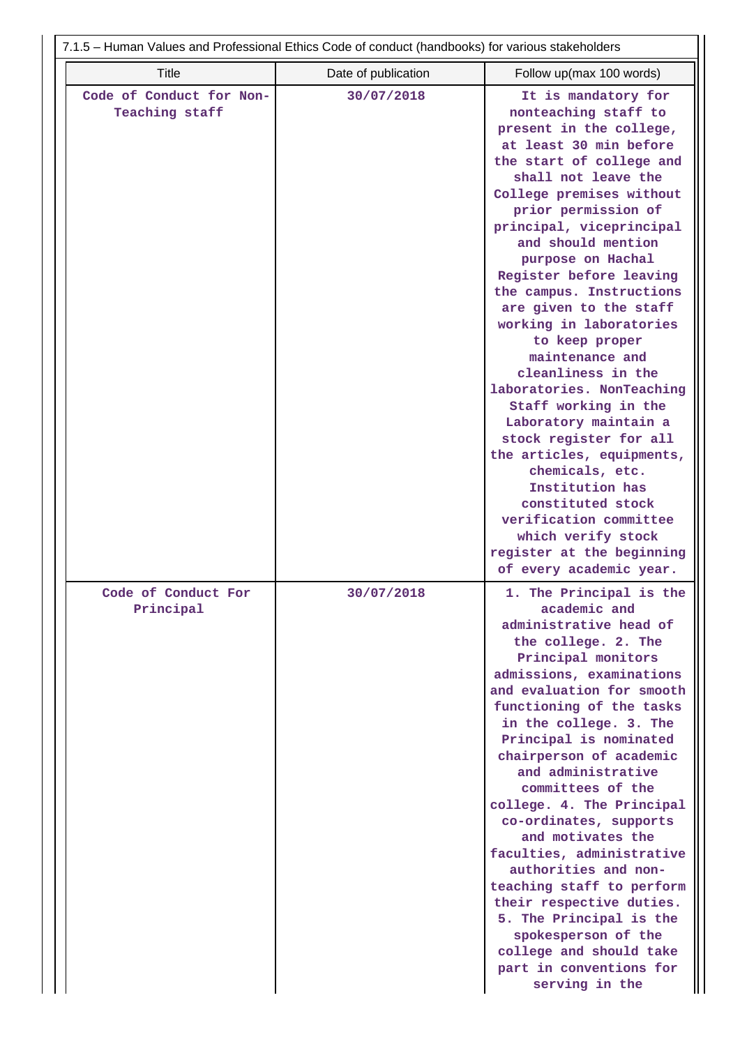7.1.5 – Human Values and Professional Ethics Code of conduct (handbooks) for various stakeholders

| Title | Date of publication | Follow up(max 100 words) |
|---|---|---|
| Code of Conduct for Non-Teaching staff | 30/07/2018 | It is mandatory for nonteaching staff to present in the college, at least 30 min before the start of college and shall not leave the College premises without prior permission of principal, viceprincipal and should mention purpose on Hachal Register before leaving the campus. Instructions are given to the staff working in laboratories to keep proper maintenance and cleanliness in the laboratories. NonTeaching Staff working in the Laboratory maintain a stock register for all the articles, equipments, chemicals, etc. Institution has constituted stock verification committee which verify stock register at the beginning of every academic year. |
| Code of Conduct For Principal | 30/07/2018 | 1. The Principal is the academic and administrative head of the college. 2. The Principal monitors admissions, examinations and evaluation for smooth functioning of the tasks in the college. 3. The Principal is nominated chairperson of academic and administrative committees of the college. 4. The Principal co-ordinates, supports and motivates the faculties, administrative authorities and non-teaching staff to perform their respective duties. 5. The Principal is the spokesperson of the college and should take part in conventions for serving in the |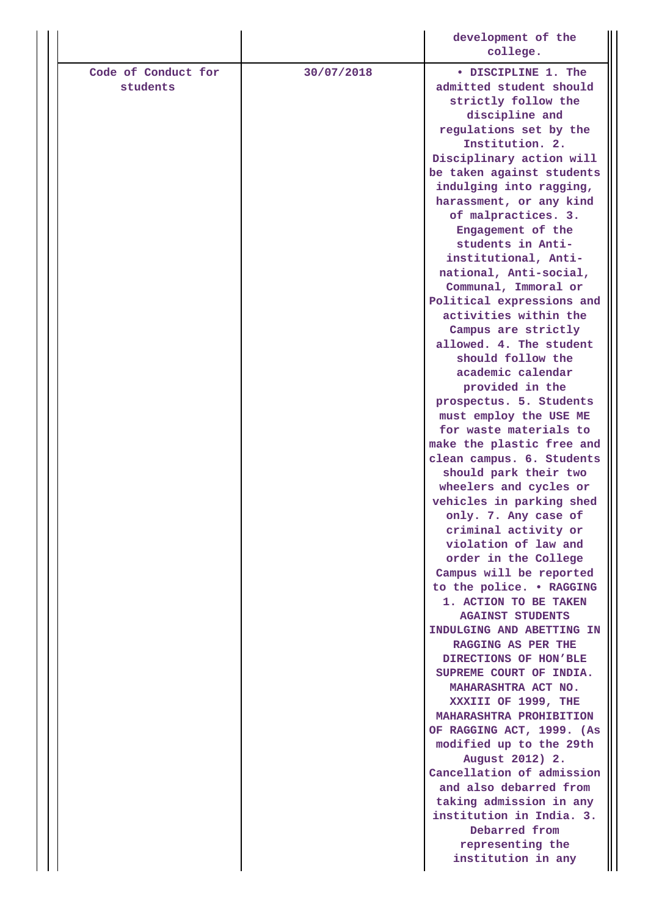| | | |
|---|---|---|
| | | development of the college. |
| Code of Conduct for students | 30/07/2018 | • DISCIPLINE 1. The admitted student should strictly follow the discipline and regulations set by the Institution. 2. Disciplinary action will be taken against students indulging into ragging, harassment, or any kind of malpractices. 3. Engagement of the students in Anti-institutional, Anti-national, Anti-social, Communal, Immoral or Political expressions and activities within the Campus are strictly allowed. 4. The student should follow the academic calendar provided in the prospectus. 5. Students must employ the USE ME for waste materials to make the plastic free and clean campus. 6. Students should park their two wheelers and cycles or vehicles in parking shed only. 7. Any case of criminal activity or violation of law and order in the College Campus will be reported to the police. • RAGGING 1. ACTION TO BE TAKEN AGAINST STUDENTS INDULGING AND ABETTING IN RAGGING AS PER THE DIRECTIONS OF HON'BLE SUPREME COURT OF INDIA. MAHARASHTRA ACT NO. XXXIII OF 1999, THE MAHARASHTRA PROHIBITION OF RAGGING ACT, 1999. (As modified up to the 29th August 2012) 2. Cancellation of admission and also debarred from taking admission in any institution in India. 3. Debarred from representing the institution in any |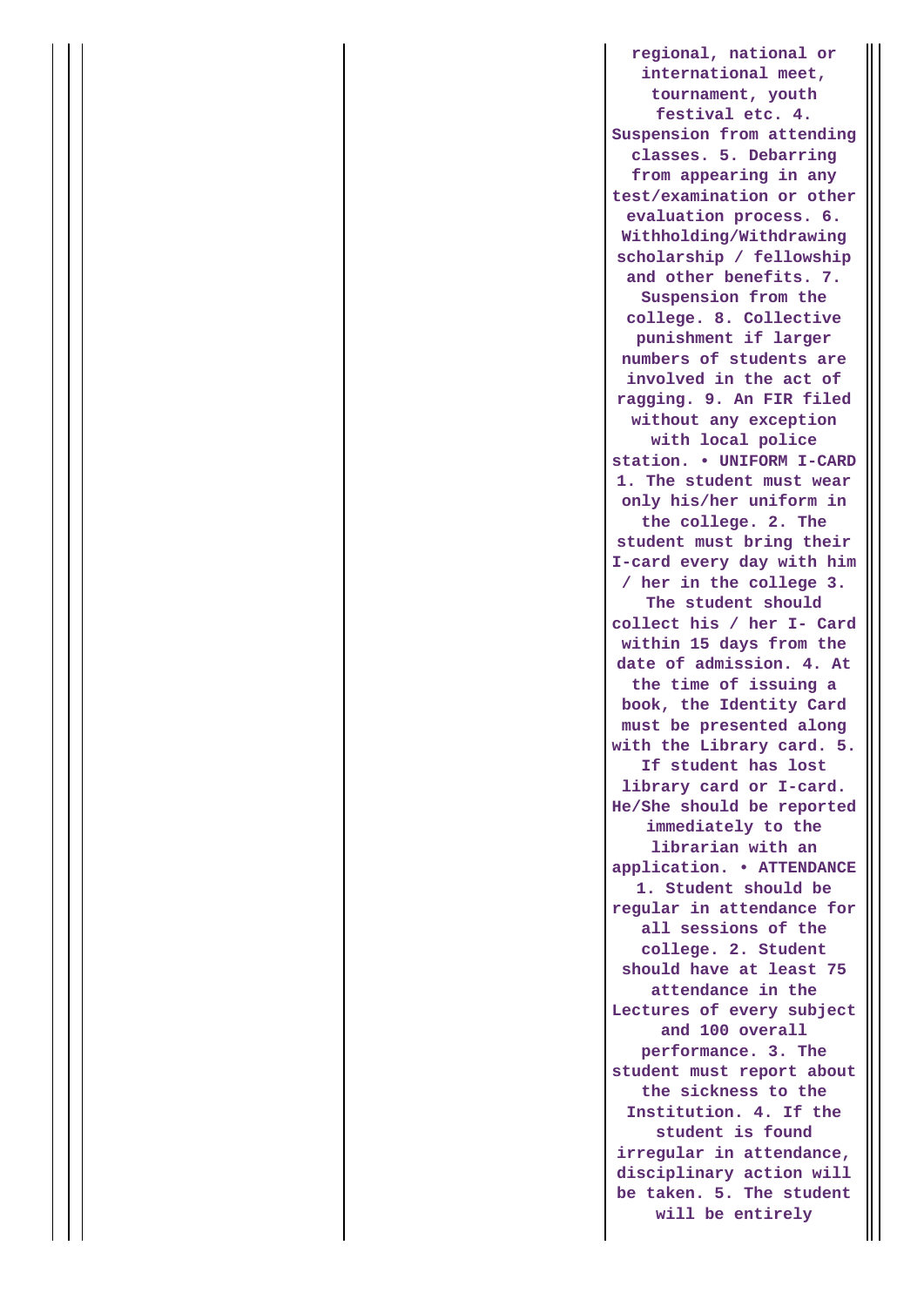| | | |
|---|---|---|
| | | regional, national or international meet, tournament, youth festival etc. 4. Suspension from attending classes. 5. Debarring from appearing in any test/examination or other evaluation process. 6. Withholding/Withdrawing scholarship / fellowship and other benefits. 7. Suspension from the college. 8. Collective punishment if larger numbers of students are involved in the act of ragging. 9. An FIR filed without any exception with local police station. • UNIFORM I-CARD 1. The student must wear only his/her uniform in the college. 2. The student must bring their I-card every day with him / her in the college 3. The student should collect his / her I- Card within 15 days from the date of admission. 4. At the time of issuing a book, the Identity Card must be presented along with the Library card. 5. If student has lost library card or I-card. He/She should be reported immediately to the librarian with an application. • ATTENDANCE 1. Student should be regular in attendance for all sessions of the college. 2. Student should have at least 75 attendance in the Lectures of every subject and 100 overall performance. 3. The student must report about the sickness to the Institution. 4. If the student is found irregular in attendance, disciplinary action will be taken. 5. The student will be entirely |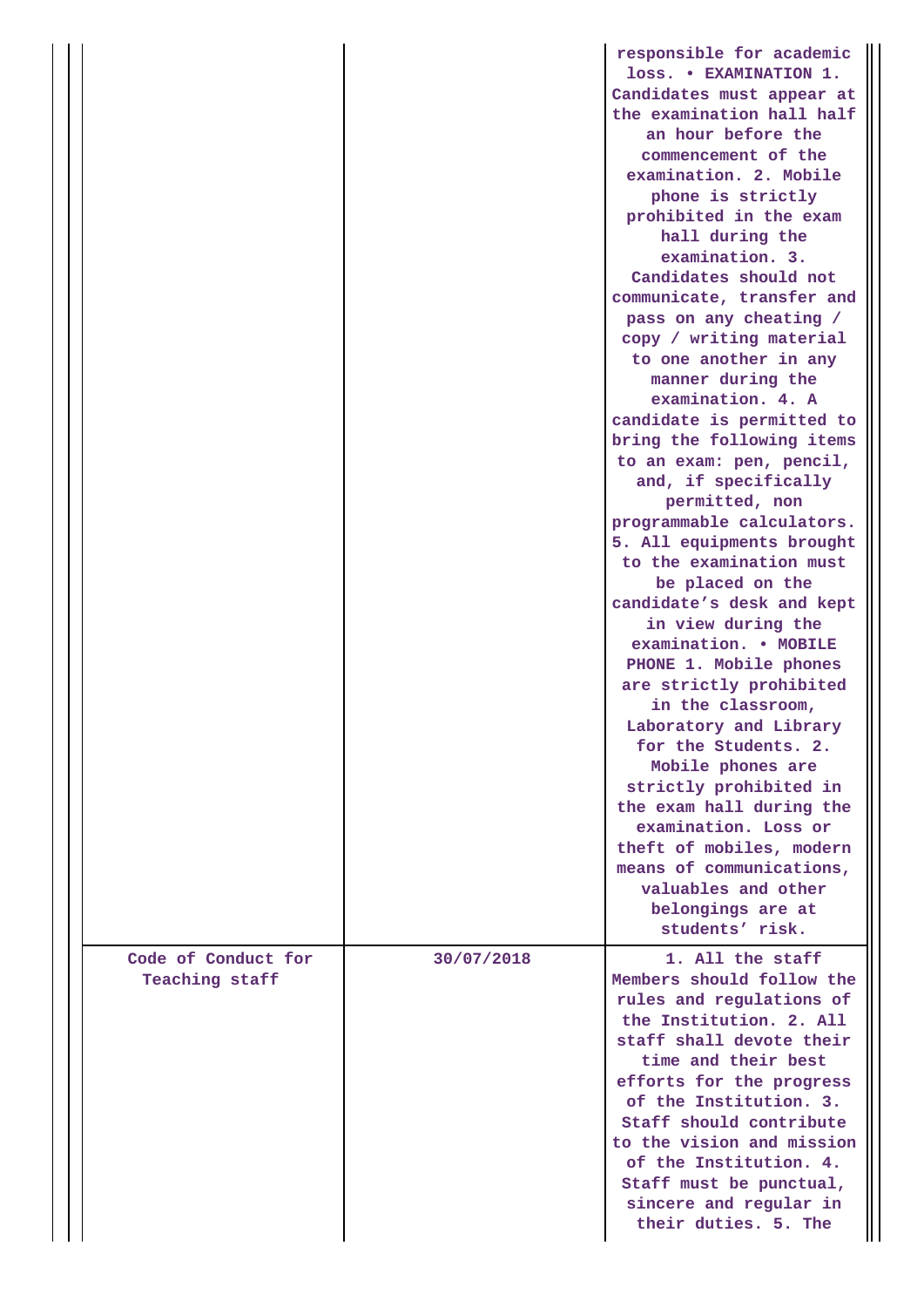| | | |
|---|---|---|
| | | responsible for academic loss. • EXAMINATION 1. Candidates must appear at the examination hall half an hour before the commencement of the examination. 2. Mobile phone is strictly prohibited in the exam hall during the examination. 3. Candidates should not communicate, transfer and pass on any cheating / copy / writing material to one another in any manner during the examination. 4. A candidate is permitted to bring the following items to an exam: pen, pencil, and, if specifically permitted, non programmable calculators. 5. All equipments brought to the examination must be placed on the candidate's desk and kept in view during the examination. • MOBILE PHONE 1. Mobile phones are strictly prohibited in the classroom, Laboratory and Library for the Students. 2. Mobile phones are strictly prohibited in the exam hall during the examination. Loss or theft of mobiles, modern means of communications, valuables and other belongings are at students' risk. |
| Code of Conduct for Teaching staff | 30/07/2018 | 1. All the staff Members should follow the rules and regulations of the Institution. 2. All staff shall devote their time and their best efforts for the progress of the Institution. 3. Staff should contribute to the vision and mission of the Institution. 4. Staff must be punctual, sincere and regular in their duties. 5. The |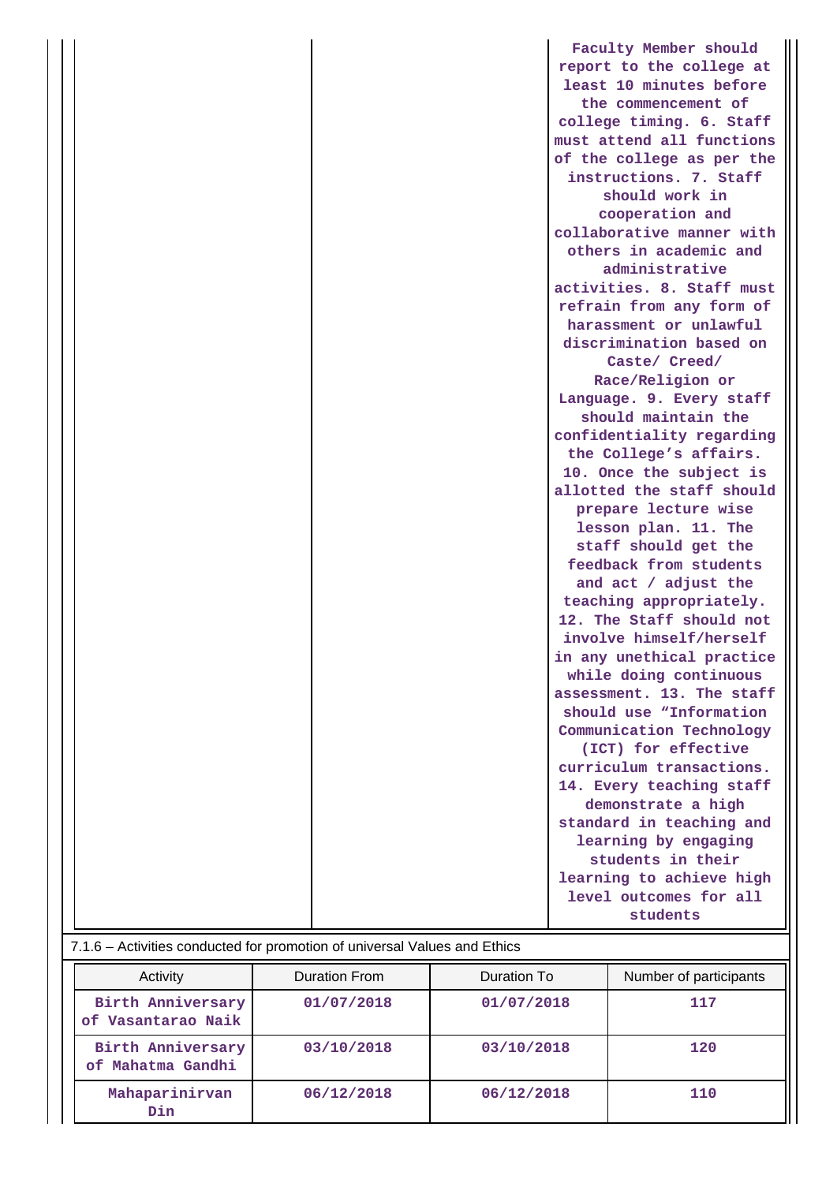| | | |
|---|---|---|
| | | Faculty Member should report to the college at least 10 minutes before the commencement of college timing. 6. Staff must attend all functions of the college as per the instructions. 7. Staff should work in cooperation and collaborative manner with others in academic and administrative activities. 8. Staff must refrain from any form of harassment or unlawful discrimination based on Caste/ Creed/ Race/Religion or Language. 9. Every staff should maintain the confidentiality regarding the College's affairs. 10. Once the subject is allotted the staff should prepare lecture wise lesson plan. 11. The staff should get the feedback from students and act / adjust the teaching appropriately. 12. The Staff should not involve himself/herself in any unethical practice while doing continuous assessment. 13. The staff should use "Information Communication Technology (ICT) for effective curriculum transactions. 14. Every teaching staff demonstrate a high standard in teaching and learning by engaging students in their learning to achieve high level outcomes for all students |

7.1.6 – Activities conducted for promotion of universal Values and Ethics

| Activity | Duration From | Duration To | Number of participants |
|---|---|---|---|
| Birth Anniversary of Vasantarao Naik | 01/07/2018 | 01/07/2018 | 117 |
| Birth Anniversary of Mahatma Gandhi | 03/10/2018 | 03/10/2018 | 120 |
| Mahaparinirvan Din | 06/12/2018 | 06/12/2018 | 110 |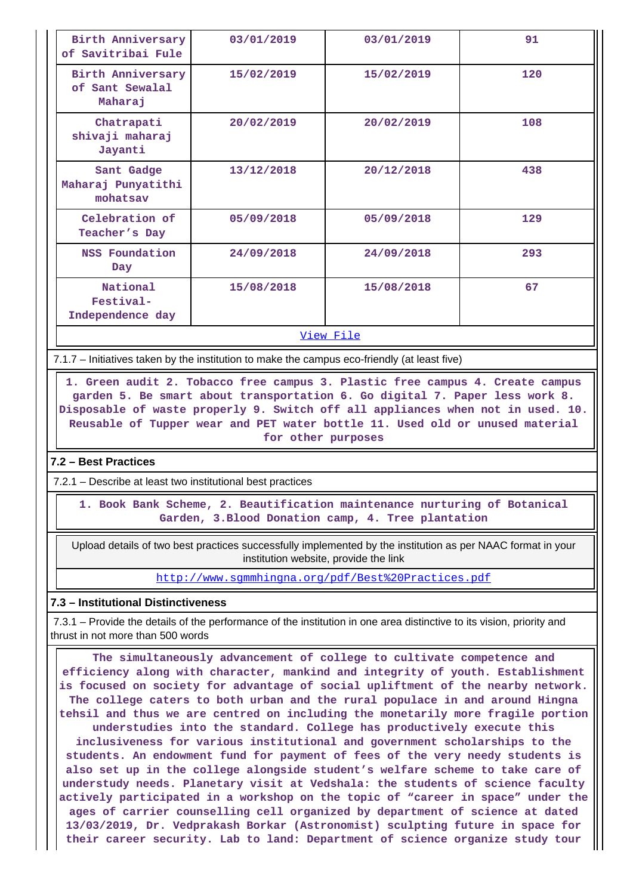| Birth Anniversary of Savitribai Fule | 03/01/2019 | 03/01/2019 | 91 |
|---|---|---|---|
| Birth Anniversary of Sant Sewalal Maharaj | 15/02/2019 | 15/02/2019 | 120 |
| Chatrapati shivaji maharaj Jayanti | 20/02/2019 | 20/02/2019 | 108 |
| Sant Gadge Maharaj Punyatithi mohatsav | 13/12/2018 | 20/12/2018 | 438 |
| Celebration of Teacher's Day | 05/09/2018 | 05/09/2018 | 129 |
| NSS Foundation Day | 24/09/2018 | 24/09/2018 | 293 |
| National Festival- Independence day | 15/08/2018 | 15/08/2018 | 67 |

View File

7.1.7 – Initiatives taken by the institution to make the campus eco-friendly (at least five)

1. Green audit 2. Tobacco free campus 3. Plastic free campus 4. Create campus garden 5. Be smart about transportation 6. Go digital 7. Paper less work 8. Disposable of waste properly 9. Switch off all appliances when not in used. 10. Reusable of Tupper wear and PET water bottle 11. Used old or unused material for other purposes

## 7.2 – Best Practices

7.2.1 – Describe at least two institutional best practices

1. Book Bank Scheme, 2. Beautification maintenance nurturing of Botanical Garden, 3.Blood Donation camp, 4. Tree plantation

Upload details of two best practices successfully implemented by the institution as per NAAC format in your institution website, provide the link

http://www.sgmmhingna.org/pdf/Best%20Practices.pdf

## 7.3 – Institutional Distinctiveness

7.3.1 – Provide the details of the performance of the institution in one area distinctive to its vision, priority and thrust in not more than 500 words

The simultaneously advancement of college to cultivate competence and efficiency along with character, mankind and integrity of youth. Establishment is focused on society for advantage of social upliftment of the nearby network. The college caters to both urban and the rural populace in and around Hingna tehsil and thus we are centred on including the monetarily more fragile portion understudies into the standard. College has productively execute this inclusiveness for various institutional and government scholarships to the students. An endowment fund for payment of fees of the very needy students is also set up in the college alongside student's welfare scheme to take care of understudy needs. Planetary visit at Vedshala: the students of science faculty actively participated in a workshop on the topic of "career in space" under the ages of carrier counselling cell organized by department of science at dated 13/03/2019, Dr. Vedprakash Borkar (Astronomist) sculpting future in space for their career security. Lab to land: Department of science organize study tour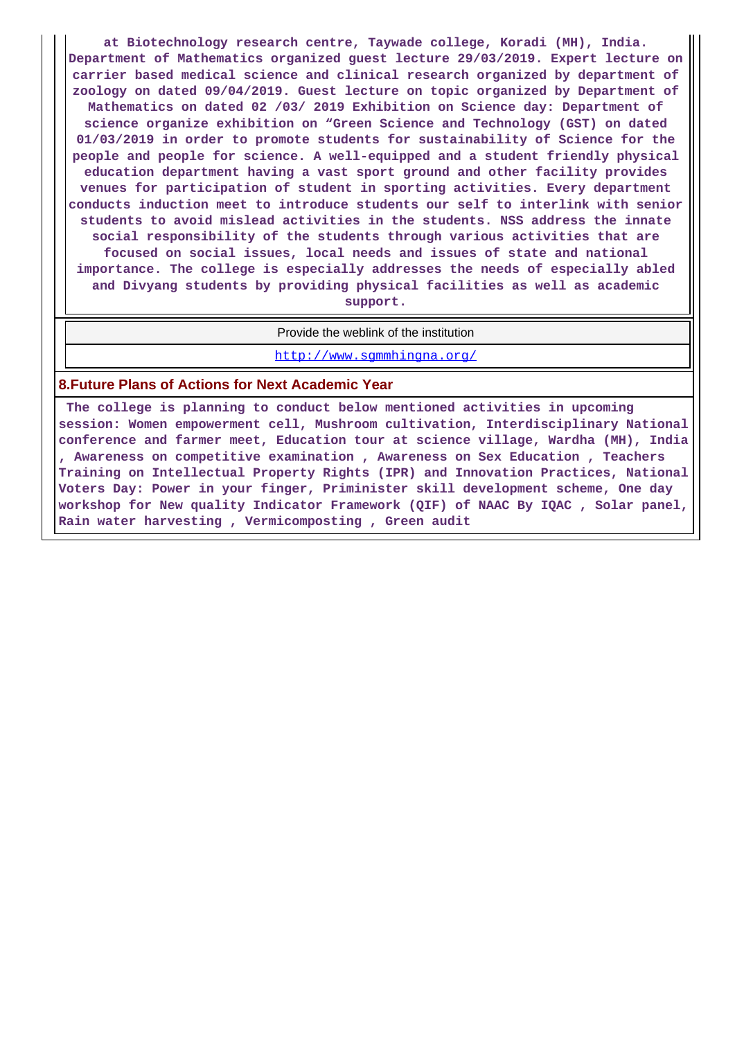at Biotechnology research centre, Taywade college, Koradi (MH), India. Department of Mathematics organized guest lecture 29/03/2019. Expert lecture on carrier based medical science and clinical research organized by department of zoology on dated 09/04/2019. Guest lecture on topic organized by Department of Mathematics on dated 02 /03/ 2019 Exhibition on Science day: Department of science organize exhibition on "Green Science and Technology (GST) on dated 01/03/2019 in order to promote students for sustainability of Science for the people and people for science. A well-equipped and a student friendly physical education department having a vast sport ground and other facility provides venues for participation of student in sporting activities. Every department conducts induction meet to introduce students our self to interlink with senior students to avoid mislead activities in the students. NSS address the innate social responsibility of the students through various activities that are focused on social issues, local needs and issues of state and national importance. The college is especially addresses the needs of especially abled and Divyang students by providing physical facilities as well as academic support.

| Provide the weblink of the institution |
| --- |
| http://www.sgmmhingna.org/ |

## 8.Future Plans of Actions for Next Academic Year

The college is planning to conduct below mentioned activities in upcoming session: Women empowerment cell, Mushroom cultivation, Interdisciplinary National conference and farmer meet, Education tour at science village, Wardha (MH), India , Awareness on competitive examination , Awareness on Sex Education , Teachers Training on Intellectual Property Rights (IPR) and Innovation Practices, National Voters Day: Power in your finger, Priminister skill development scheme, One day workshop for New quality Indicator Framework (QIF) of NAAC By IQAC , Solar panel, Rain water harvesting , Vermicomposting , Green audit